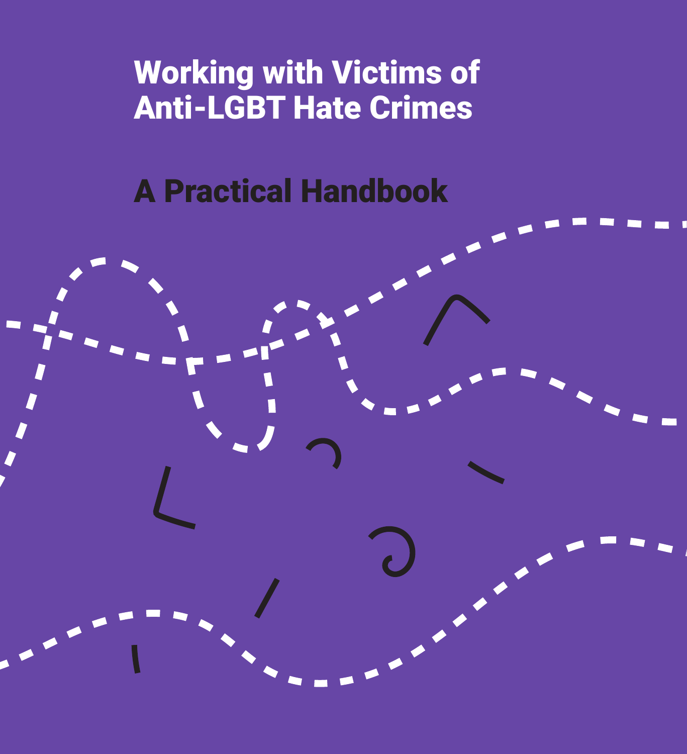# Working with Victims of Anti-LGBT Hate Crimes

## A Practical Handbook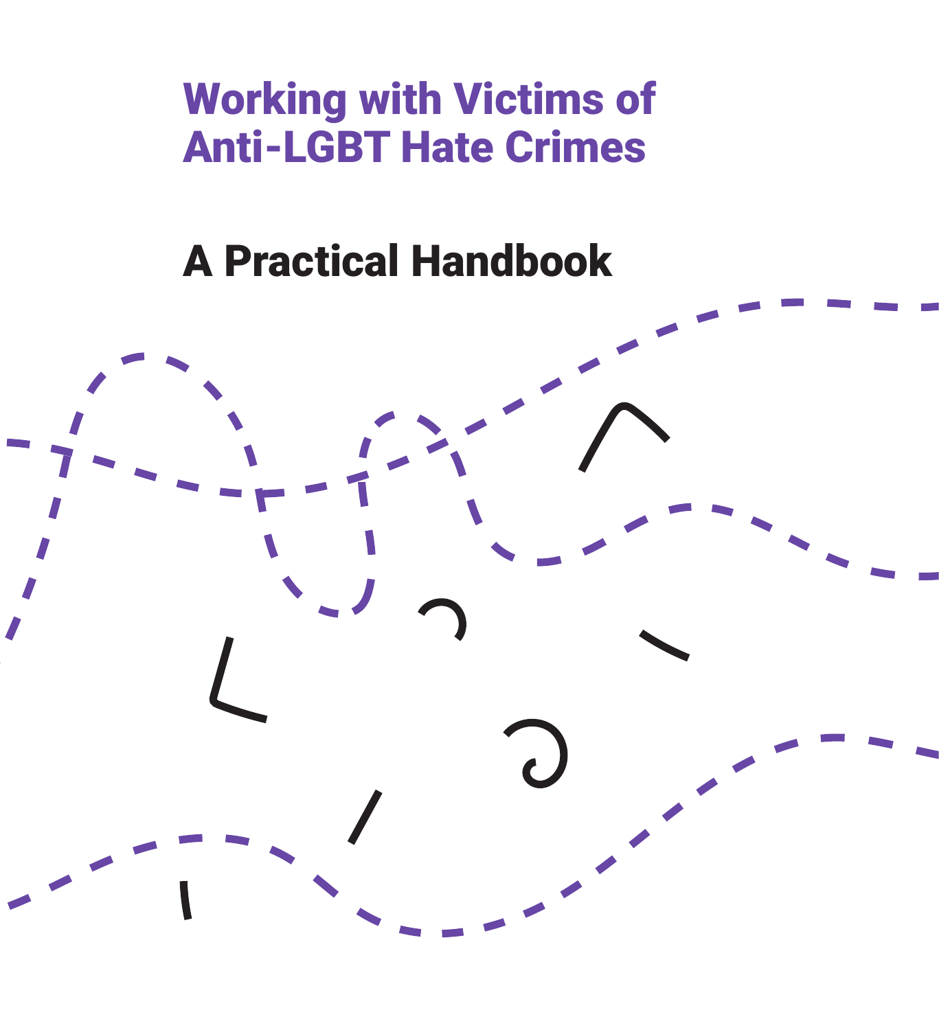# Working with Victims of Anti-LGBT Hate Crimes

## A Practical Handbook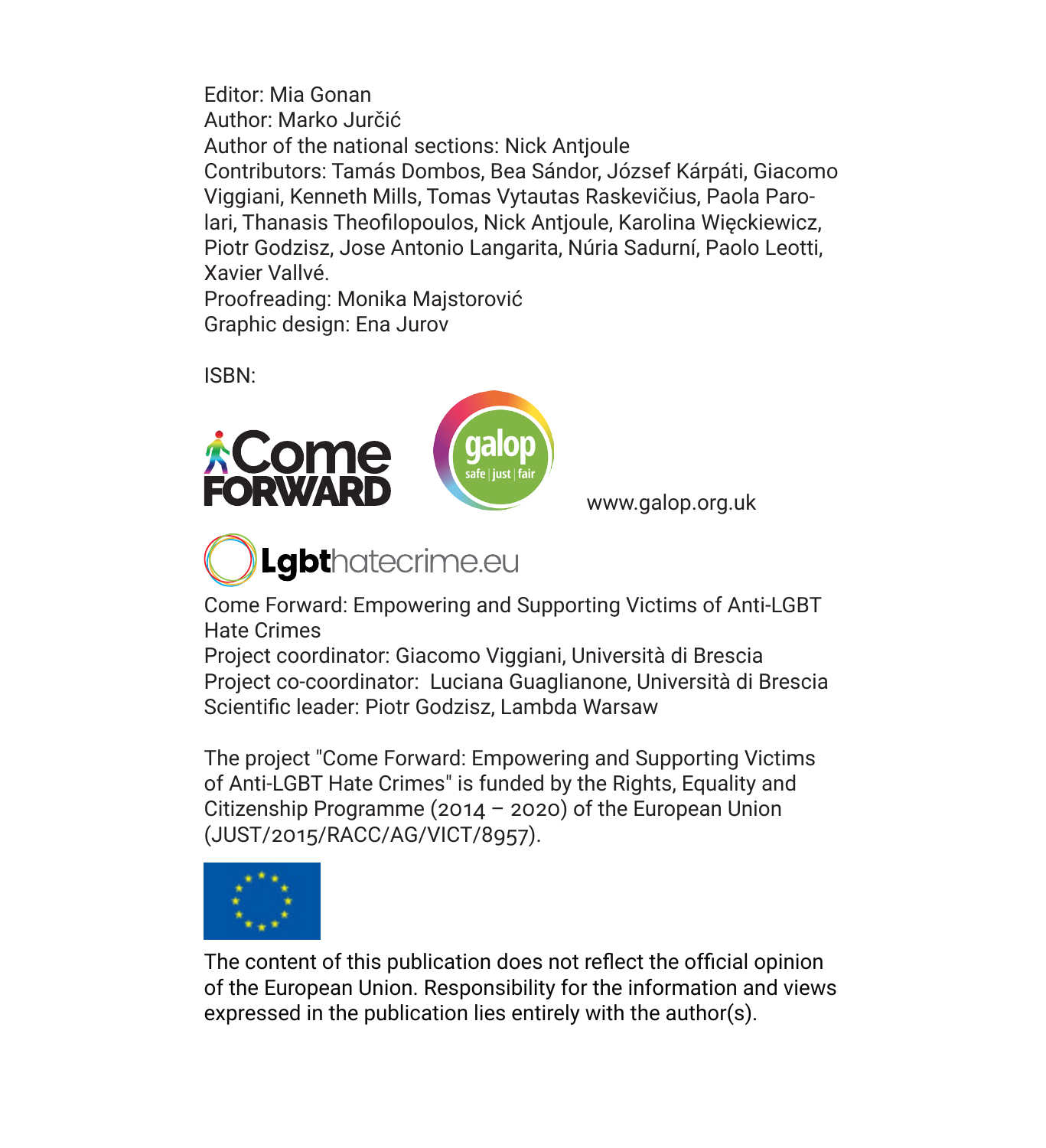Editor: Mia Gonan
Author: Marko Jurčić
Author of the national sections: Nick Antjoule
Contributors: Tamás Dombos, Bea Sándor, József Kárpáti, Giacomo Viggiani, Kenneth Mills, Tomas Vytautas Raskevičius, Paola Parolari, Thanasis Theofilopoulos, Nick Antjoule, Karolina Więckiewicz, Piotr Godzisz, Jose Antonio Langarita, Núria Sadurní, Paolo Leotti, Xavier Vallvé.
Proofreading: Monika Majstorović
Graphic design: Ena Jurov

ISBN:

www.galop.org.uk

Come Forward: Empowering and Supporting Victims of Anti-LGBT Hate Crimes
Project coordinator: Giacomo Viggiani, Università di Brescia
Project co-coordinator: Luciana Guaglianone, Università di Brescia
Scientific leader: Piotr Godzisz, Lambda Warsaw

The project "Come Forward: Empowering and Supporting Victims of Anti-LGBT Hate Crimes" is funded by the Rights, Equality and Citizenship Programme (2014 – 2020) of the European Union (JUST/2015/RACC/AG/VICT/8957).

The content of this publication does not reflect the official opinion of the European Union. Responsibility for the information and views expressed in the publication lies entirely with the author(s).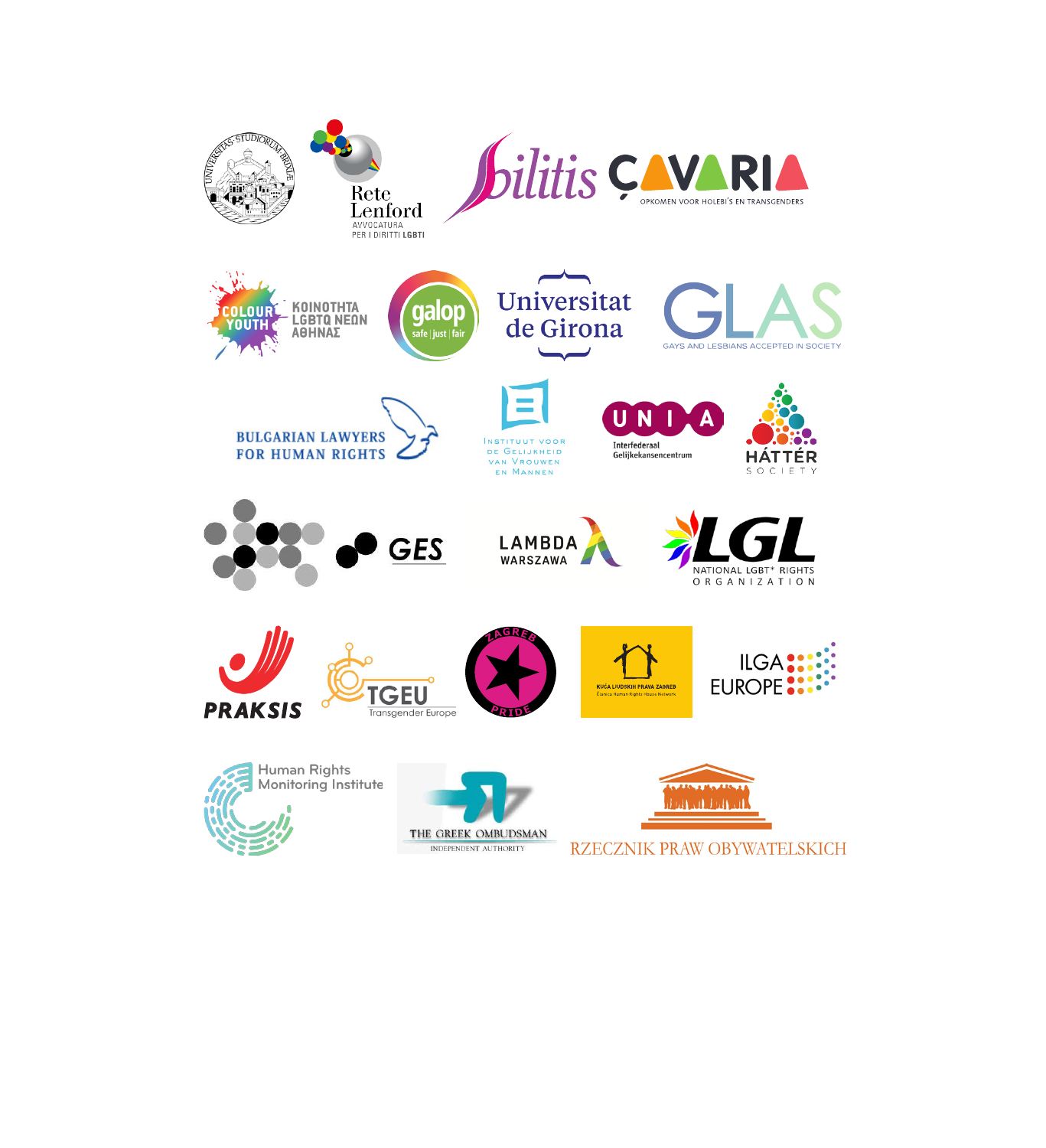UNIVERSITAS STUDIORUM BRIXIAE

Rete Lenford
AVVOCATURA PER I DIRITTI LGBTI

bilitis

ÇAVARIA
OPKOMEN VOOR HOLEBI'S EN TRANSGENDERS

COLOUR YOUTH
ΚΟΙΝΟΤΗΤΑ LGBTQ ΝΕΩΝ ΑΘΗΝΑΣ

galop
safe | just | fair

Universitat de Girona

GLAS
GAYS AND LESBIANS ACCEPTED IN SOCIETY

BULGARIAN LAWYERS FOR HUMAN RIGHTS

Instituut voor de Gelijkheid van Vrouwen en Mannen

UNIA
Interfederaal Gelijkekansencentrum

HÁTTÉR SOCIETY

GES

LAMBDA WARSZAWA

LGL
NATIONAL LGBT* RIGHTS ORGANIZATION

PRAKSIS

TGEU
Transgender Europe

ZAGREB PRIDE

KUĆA LJUDSKIH PRAVA ZAGREB
Članica Human Rights House Network

ILGA EUROPE

Human Rights Monitoring Institute

THE GREEK OMBUDSMAN
INDEPENDENT AUTHORITY

RZECZNIK PRAW OBYWATELSKICH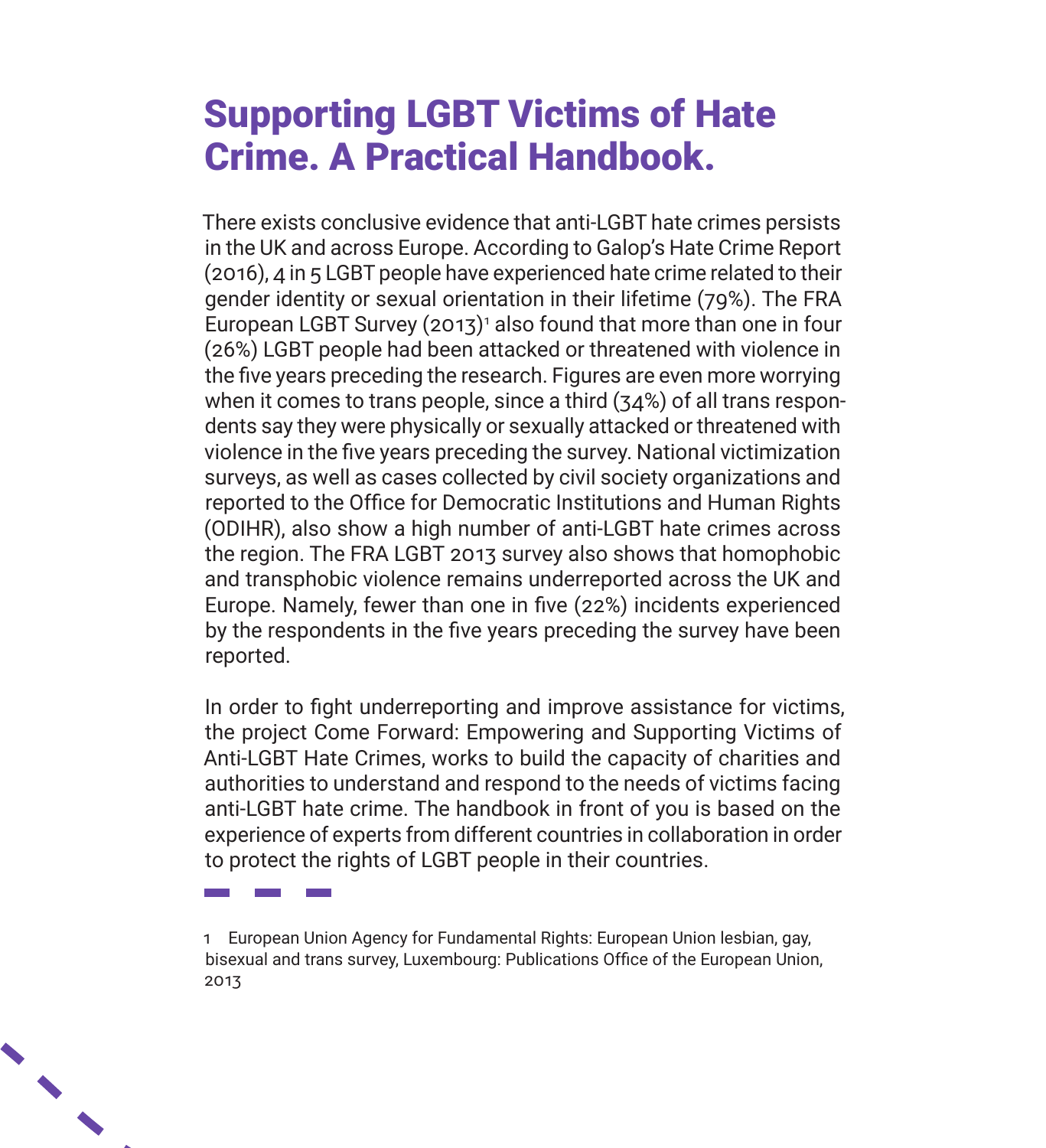# Supporting LGBT Victims of Hate Crime. A Practical Handbook.

There exists conclusive evidence that anti-LGBT hate crimes persists in the UK and across Europe. According to Galop's Hate Crime Report (2016), 4 in 5 LGBT people have experienced hate crime related to their gender identity or sexual orientation in their lifetime (79%). The FRA European LGBT Survey (2013)[1] also found that more than one in four (26%) LGBT people had been attacked or threatened with violence in the five years preceding the research. Figures are even more worrying when it comes to trans people, since a third (34%) of all trans respondents say they were physically or sexually attacked or threatened with violence in the five years preceding the survey. National victimization surveys, as well as cases collected by civil society organizations and reported to the Office for Democratic Institutions and Human Rights (ODIHR), also show a high number of anti-LGBT hate crimes across the region. The FRA LGBT 2013 survey also shows that homophobic and transphobic violence remains underreported across the UK and Europe. Namely, fewer than one in five (22%) incidents experienced by the respondents in the five years preceding the survey have been reported.

In order to fight underreporting and improve assistance for victims, the project Come Forward: Empowering and Supporting Victims of Anti-LGBT Hate Crimes, works to build the capacity of charities and authorities to understand and respond to the needs of victims facing anti-LGBT hate crime. The handbook in front of you is based on the experience of experts from different countries in collaboration in order to protect the rights of LGBT people in their countries.

1 European Union Agency for Fundamental Rights: European Union lesbian, gay, bisexual and trans survey, Luxembourg: Publications Office of the European Union, 2013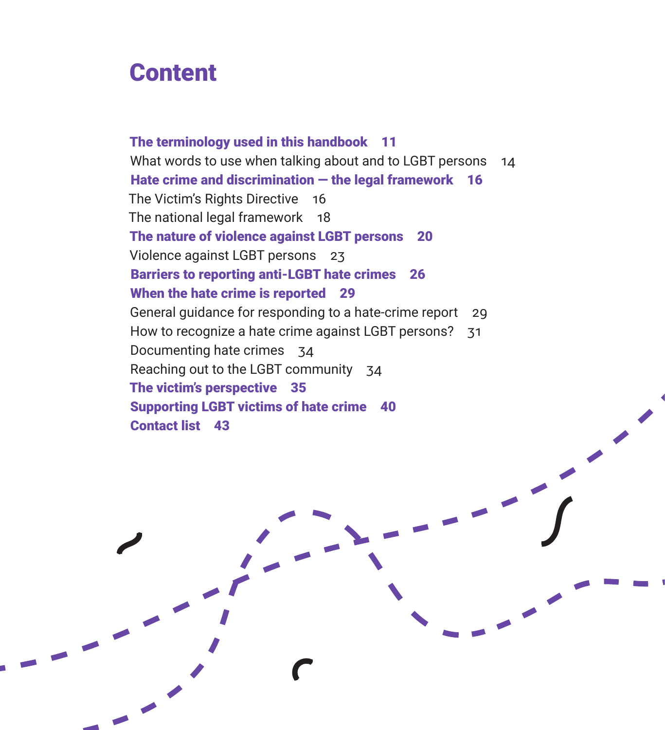# Content

**The terminology used in this handbook 11**

What words to use when talking about and to LGBT persons 14

**Hate crime and discrimination — the legal framework 16**

The Victim's Rights Directive 16

The national legal framework 18

**The nature of violence against LGBT persons 20**

Violence against LGBT persons 23

**Barriers to reporting anti-LGBT hate crimes 26**

**When the hate crime is reported 29**

General guidance for responding to a hate-crime report 29

How to recognize a hate crime against LGBT persons? 31

Documenting hate crimes 34

Reaching out to the LGBT community 34

**The victim's perspective 35**

**Supporting LGBT victims of hate crime 40**

**Contact list 43**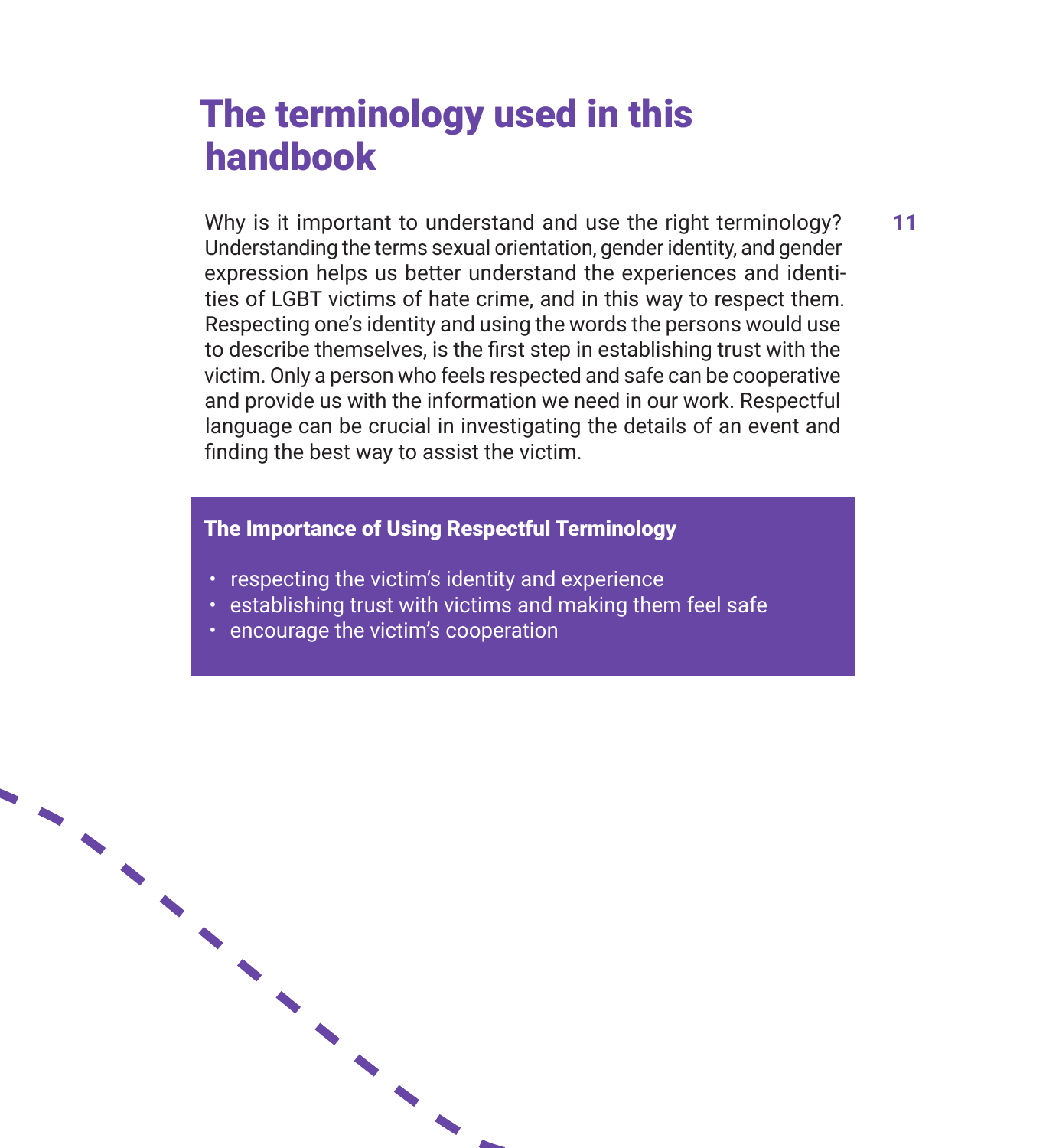# The terminology used in this handbook

Why is it important to understand and use the right terminology? Understanding the terms sexual orientation, gender identity, and gender expression helps us better understand the experiences and identities of LGBT victims of hate crime, and in this way to respect them. Respecting one's identity and using the words the persons would use to describe themselves, is the first step in establishing trust with the victim. Only a person who feels respected and safe can be cooperative and provide us with the information we need in our work. Respectful language can be crucial in investigating the details of an event and finding the best way to assist the victim.

**The Importance of Using Respectful Terminology**

- respecting the victim's identity and experience
- establishing trust with victims and making them feel safe
- encourage the victim's cooperation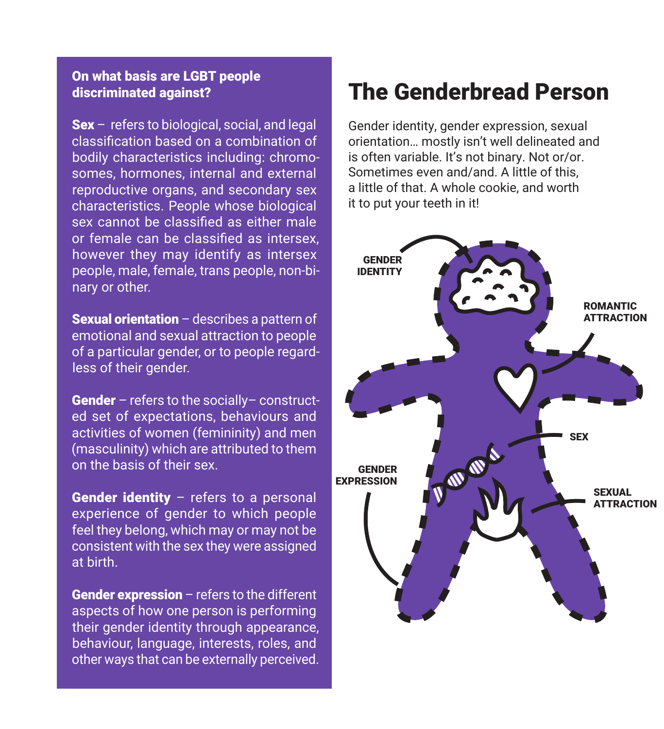**On what basis are LGBT people discriminated against?**

**Sex** – refers to biological, social, and legal classification based on a combination of bodily characteristics including: chromosomes, hormones, internal and external reproductive organs, and secondary sex characteristics. People whose biological sex cannot be classified as either male or female can be classified as intersex, however they may identify as intersex people, male, female, trans people, non-binary or other.

**Sexual orientation** – describes a pattern of emotional and sexual attraction to people of a particular gender, or to people regardless of their gender.

**Gender** – refers to the socially– constructed set of expectations, behaviours and activities of women (femininity) and men (masculinity) which are attributed to them on the basis of their sex.

**Gender identity** – refers to a personal experience of gender to which people feel they belong, which may or may not be consistent with the sex they were assigned at birth.

**Gender expression** – refers to the different aspects of how one person is performing their gender identity through appearance, behaviour, language, interests, roles, and other ways that can be externally perceived.

# The Genderbread Person

Gender identity, gender expression, sexual orientation… mostly isn't well delineated and is often variable. It's not binary. Not or/or. Sometimes even and/and. A little of this, a little of that. A whole cookie, and worth it to put your teeth in it!

GENDER IDENTITY

ROMANTIC ATTRACTION

SEX

GENDER EXPRESSION

SEXUAL ATTRACTION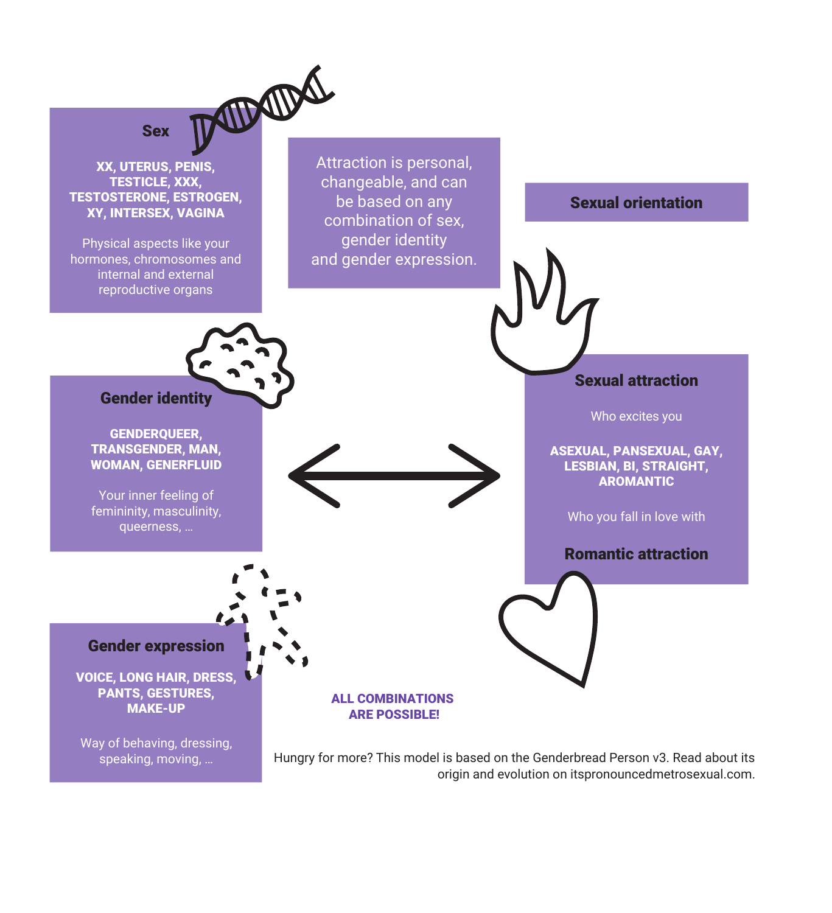### Sex

**XX, UTERUS, PENIS, TESTICLE, XXX, TESTOSTERONE, ESTROGEN, XY, INTERSEX, VAGINA**

Physical aspects like your hormones, chromosomes and internal and external reproductive organs

Attraction is personal, changeable, and can be based on any combination of sex, gender identity and gender expression.

### Sexual orientation

### Gender identity

**GENDERQUEER, TRANSGENDER, MAN, WOMAN, GENERFLUID**

Your inner feeling of femininity, masculinity, queerness, …

### Sexual attraction

Who excites you

**ASEXUAL, PANSEXUAL, GAY, LESBIAN, BI, STRAIGHT, AROMANTIC**

Who you fall in love with

### Romantic attraction

### Gender expression

**VOICE, LONG HAIR, DRESS, PANTS, GESTURES, MAKE-UP**

Way of behaving, dressing, speaking, moving, …

**ALL COMBINATIONS ARE POSSIBLE!**

Hungry for more? This model is based on the Genderbread Person v3. Read about its origin and evolution on itspronouncedmetrosexual.com.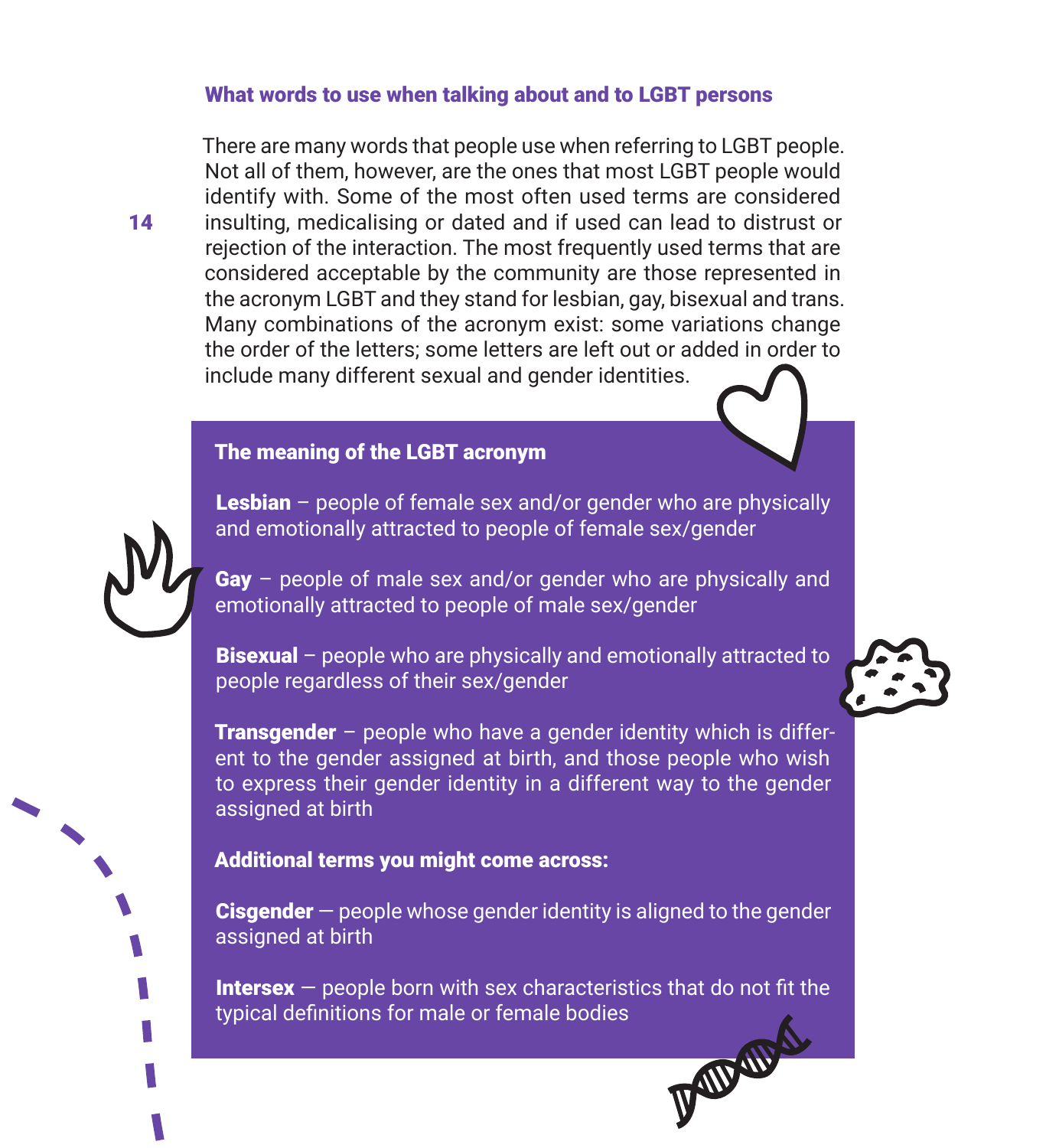## What words to use when talking about and to LGBT persons

There are many words that people use when referring to LGBT people. Not all of them, however, are the ones that most LGBT people would identify with. Some of the most often used terms are considered insulting, medicalising or dated and if used can lead to distrust or rejection of the interaction. The most frequently used terms that are considered acceptable by the community are those represented in the acronym LGBT and they stand for lesbian, gay, bisexual and trans. Many combinations of the acronym exist: some variations change the order of the letters; some letters are left out or added in order to include many different sexual and gender identities.

### The meaning of the LGBT acronym

**Lesbian** – people of female sex and/or gender who are physically and emotionally attracted to people of female sex/gender

**Gay** – people of male sex and/or gender who are physically and emotionally attracted to people of male sex/gender

**Bisexual** – people who are physically and emotionally attracted to people regardless of their sex/gender

**Transgender** – people who have a gender identity which is different to the gender assigned at birth, and those people who wish to express their gender identity in a different way to the gender assigned at birth

**Additional terms you might come across:**

**Cisgender** — people whose gender identity is aligned to the gender assigned at birth

**Intersex** — people born with sex characteristics that do not fit the typical definitions for male or female bodies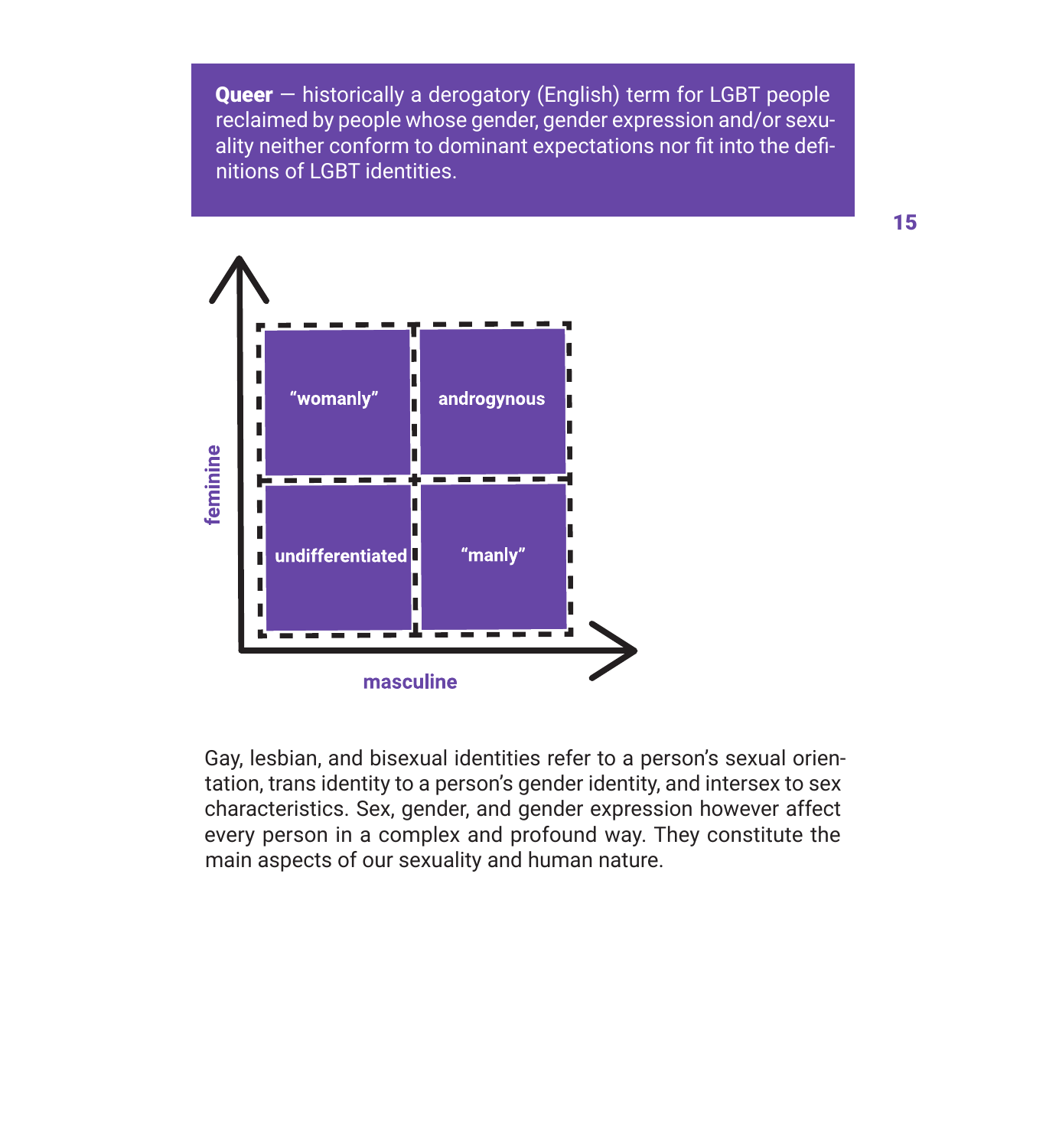**Queer** — historically a derogatory (English) term for LGBT people reclaimed by people whose gender, gender expression and/or sexuality neither conform to dominant expectations nor fit into the definitions of LGBT identities.

| | |
|---|---|
| "womanly" | androgynous |
| undifferentiated | "manly" |

feminine

masculine

Gay, lesbian, and bisexual identities refer to a person's sexual orientation, trans identity to a person's gender identity, and intersex to sex characteristics. Sex, gender, and gender expression however affect every person in a complex and profound way. They constitute the main aspects of our sexuality and human nature.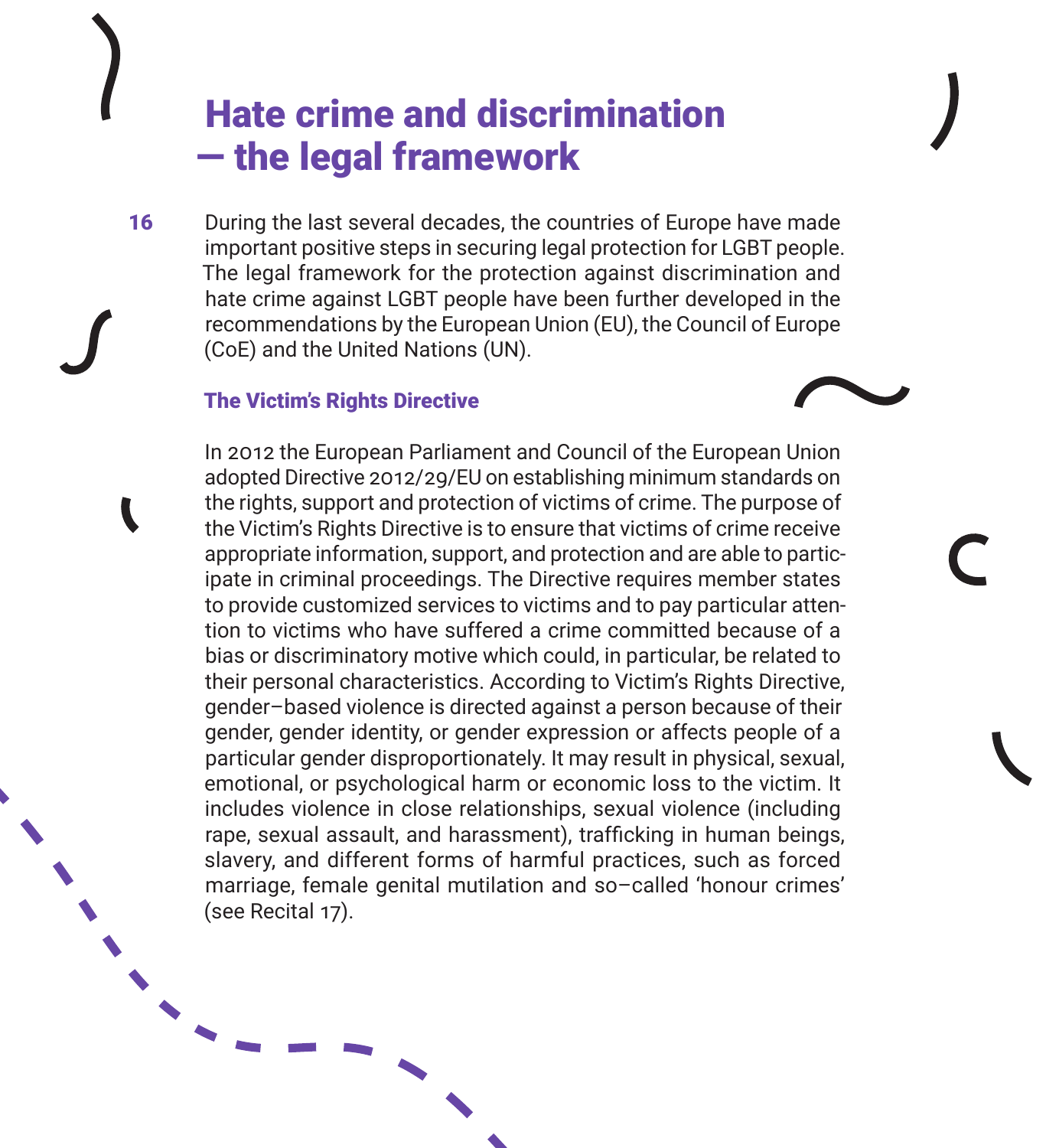# Hate crime and discrimination — the legal framework

During the last several decades, the countries of Europe have made important positive steps in securing legal protection for LGBT people. The legal framework for the protection against discrimination and hate crime against LGBT people have been further developed in the recommendations by the European Union (EU), the Council of Europe (CoE) and the United Nations (UN).

## The Victim's Rights Directive

In 2012 the European Parliament and Council of the European Union adopted Directive 2012/29/EU on establishing minimum standards on the rights, support and protection of victims of crime. The purpose of the Victim's Rights Directive is to ensure that victims of crime receive appropriate information, support, and protection and are able to participate in criminal proceedings. The Directive requires member states to provide customized services to victims and to pay particular attention to victims who have suffered a crime committed because of a bias or discriminatory motive which could, in particular, be related to their personal characteristics. According to Victim's Rights Directive, gender–based violence is directed against a person because of their gender, gender identity, or gender expression or affects people of a particular gender disproportionately. It may result in physical, sexual, emotional, or psychological harm or economic loss to the victim. It includes violence in close relationships, sexual violence (including rape, sexual assault, and harassment), trafficking in human beings, slavery, and different forms of harmful practices, such as forced marriage, female genital mutilation and so–called 'honour crimes' (see Recital 17).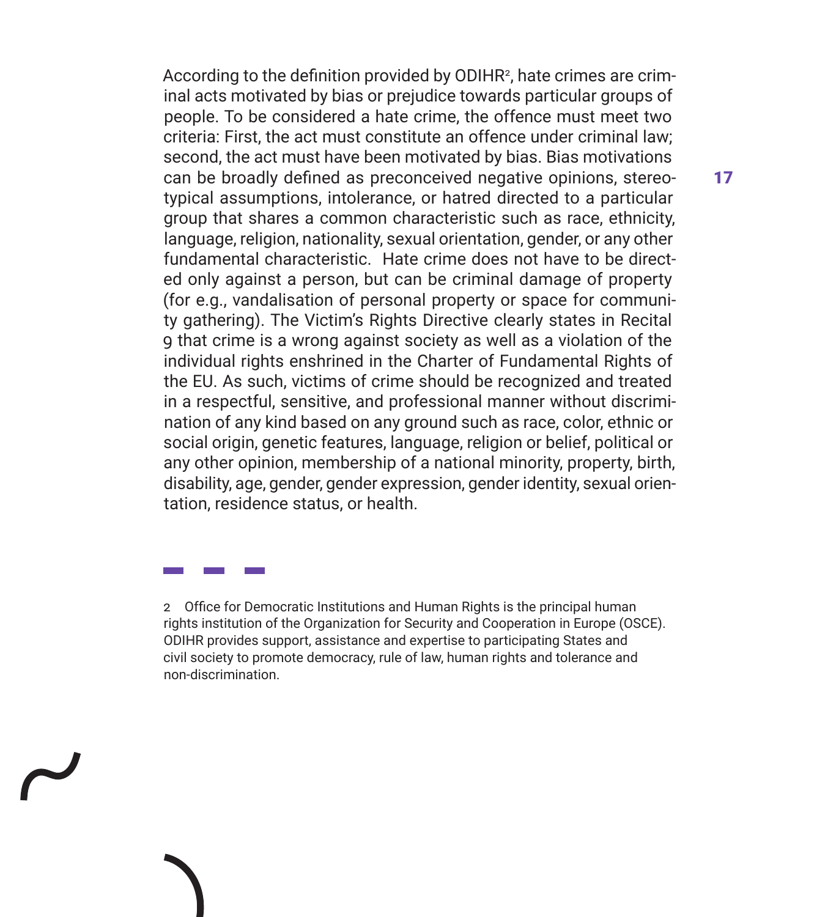According to the definition provided by ODIHR[2], hate crimes are criminal acts motivated by bias or prejudice towards particular groups of people. To be considered a hate crime, the offence must meet two criteria: First, the act must constitute an offence under criminal law; second, the act must have been motivated by bias. Bias motivations can be broadly defined as preconceived negative opinions, stereotypical assumptions, intolerance, or hatred directed to a particular group that shares a common characteristic such as race, ethnicity, language, religion, nationality, sexual orientation, gender, or any other fundamental characteristic. Hate crime does not have to be directed only against a person, but can be criminal damage of property (for e.g., vandalisation of personal property or space for community gathering). The Victim's Rights Directive clearly states in Recital 9 that crime is a wrong against society as well as a violation of the individual rights enshrined in the Charter of Fundamental Rights of the EU. As such, victims of crime should be recognized and treated in a respectful, sensitive, and professional manner without discrimination of any kind based on any ground such as race, color, ethnic or social origin, genetic features, language, religion or belief, political or any other opinion, membership of a national minority, property, birth, disability, age, gender, gender expression, gender identity, sexual orientation, residence status, or health.

---

2 Office for Democratic Institutions and Human Rights is the principal human rights institution of the Organization for Security and Cooperation in Europe (OSCE). ODIHR provides support, assistance and expertise to participating States and civil society to promote democracy, rule of law, human rights and tolerance and non-discrimination.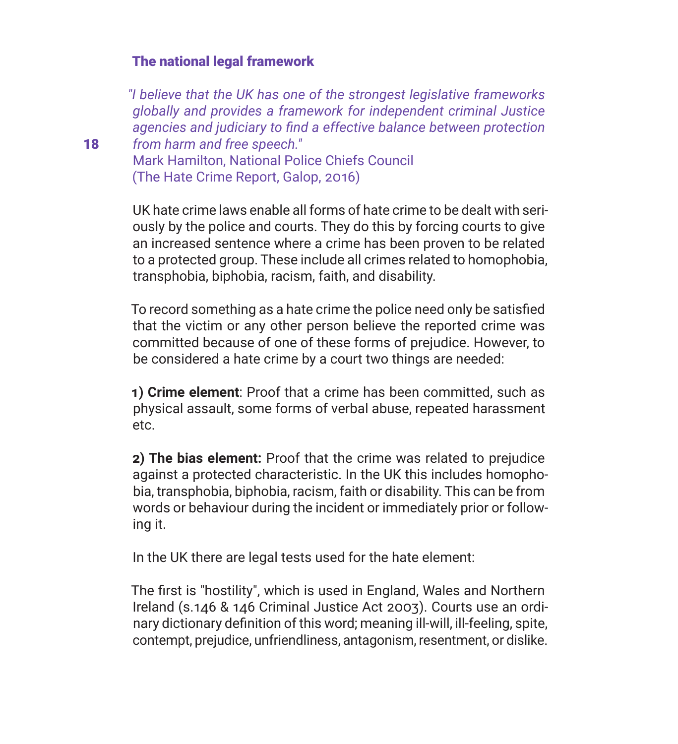## The national legal framework

*"I believe that the UK has one of the strongest legislative frameworks globally and provides a framework for independent criminal Justice agencies and judiciary to find a effective balance between protection from harm and free speech."*
Mark Hamilton, National Police Chiefs Council
(The Hate Crime Report, Galop, 2016)

UK hate crime laws enable all forms of hate crime to be dealt with seriously by the police and courts. They do this by forcing courts to give an increased sentence where a crime has been proven to be related to a protected group. These include all crimes related to homophobia, transphobia, biphobia, racism, faith, and disability.

To record something as a hate crime the police need only be satisfied that the victim or any other person believe the reported crime was committed because of one of these forms of prejudice. However, to be considered a hate crime by a court two things are needed:

**1) Crime element**: Proof that a crime has been committed, such as physical assault, some forms of verbal abuse, repeated harassment etc.

**2) The bias element:** Proof that the crime was related to prejudice against a protected characteristic. In the UK this includes homophobia, transphobia, biphobia, racism, faith or disability. This can be from words or behaviour during the incident or immediately prior or following it.

In the UK there are legal tests used for the hate element:

The first is "hostility", which is used in England, Wales and Northern Ireland (s.146 & 146 Criminal Justice Act 2003). Courts use an ordinary dictionary definition of this word; meaning ill-will, ill-feeling, spite, contempt, prejudice, unfriendliness, antagonism, resentment, or dislike.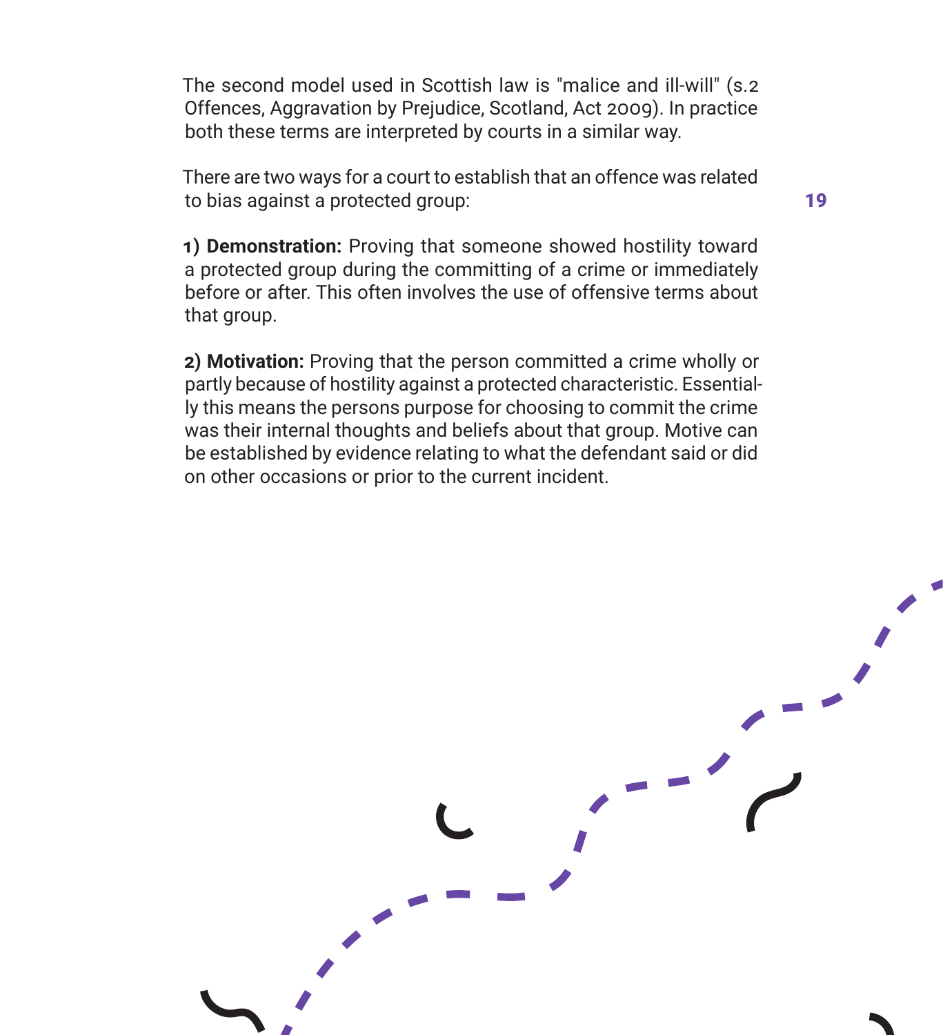The second model used in Scottish law is "malice and ill-will" (s.2 Offences, Aggravation by Prejudice, Scotland, Act 2009). In practice both these terms are interpreted by courts in a similar way.

There are two ways for a court to establish that an offence was related to bias against a protected group:

**1) Demonstration:** Proving that someone showed hostility toward a protected group during the committing of a crime or immediately before or after. This often involves the use of offensive terms about that group.

**2) Motivation:** Proving that the person committed a crime wholly or partly because of hostility against a protected characteristic. Essentially this means the persons purpose for choosing to commit the crime was their internal thoughts and beliefs about that group. Motive can be established by evidence relating to what the defendant said or did on other occasions or prior to the current incident.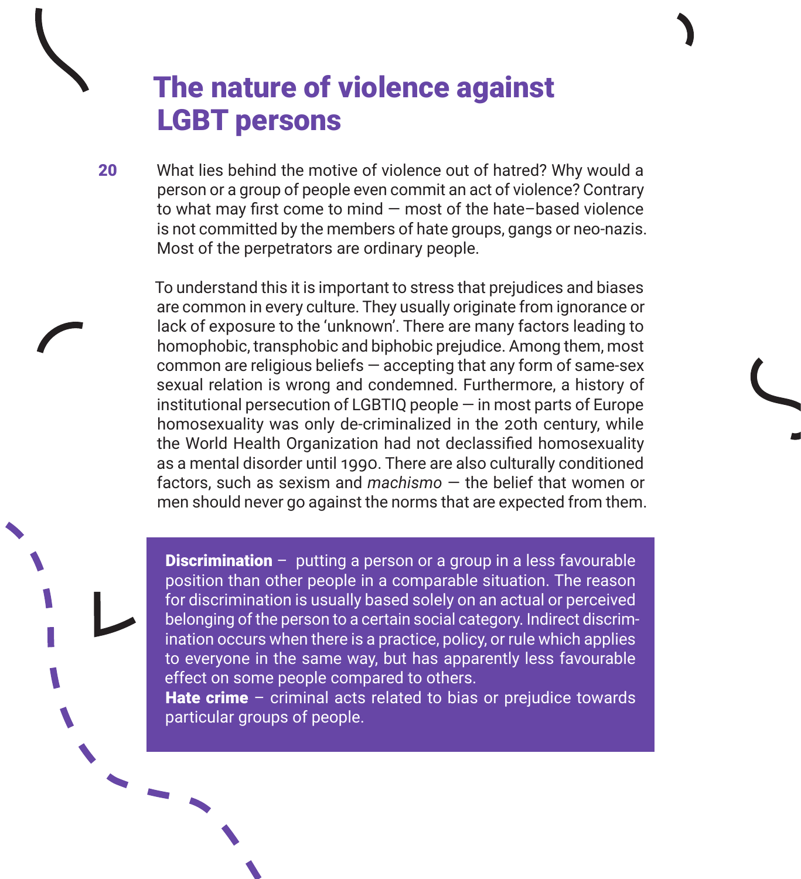# The nature of violence against LGBT persons

What lies behind the motive of violence out of hatred? Why would a person or a group of people even commit an act of violence? Contrary to what may first come to mind — most of the hate–based violence is not committed by the members of hate groups, gangs or neo-nazis. Most of the perpetrators are ordinary people.

To understand this it is important to stress that prejudices and biases are common in every culture. They usually originate from ignorance or lack of exposure to the 'unknown'. There are many factors leading to homophobic, transphobic and biphobic prejudice. Among them, most common are religious beliefs — accepting that any form of same-sex sexual relation is wrong and condemned. Furthermore, a history of institutional persecution of LGBTIQ people — in most parts of Europe homosexuality was only de-criminalized in the 20th century, while the World Health Organization had not declassified homosexuality as a mental disorder until 1990. There are also culturally conditioned factors, such as sexism and *machismo* — the belief that women or men should never go against the norms that are expected from them.

**Discrimination** – putting a person or a group in a less favourable position than other people in a comparable situation. The reason for discrimination is usually based solely on an actual or perceived belonging of the person to a certain social category. Indirect discrimination occurs when there is a practice, policy, or rule which applies to everyone in the same way, but has apparently less favourable effect on some people compared to others.

**Hate crime** – criminal acts related to bias or prejudice towards particular groups of people.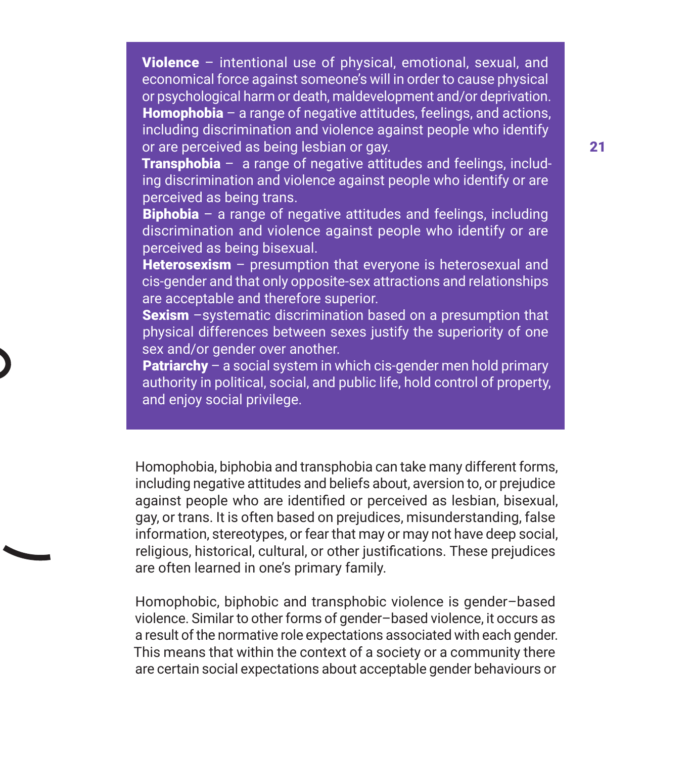**Violence** – intentional use of physical, emotional, sexual, and economical force against someone's will in order to cause physical or psychological harm or death, maldevelopment and/or deprivation.

**Homophobia** – a range of negative attitudes, feelings, and actions, including discrimination and violence against people who identify or are perceived as being lesbian or gay.

**Transphobia** – a range of negative attitudes and feelings, including discrimination and violence against people who identify or are perceived as being trans.

**Biphobia** – a range of negative attitudes and feelings, including discrimination and violence against people who identify or are perceived as being bisexual.

**Heterosexism** – presumption that everyone is heterosexual and cis-gender and that only opposite-sex attractions and relationships are acceptable and therefore superior.

**Sexism** –systematic discrimination based on a presumption that physical differences between sexes justify the superiority of one sex and/or gender over another.

**Patriarchy** – a social system in which cis-gender men hold primary authority in political, social, and public life, hold control of property, and enjoy social privilege.

Homophobia, biphobia and transphobia can take many different forms, including negative attitudes and beliefs about, aversion to, or prejudice against people who are identified or perceived as lesbian, bisexual, gay, or trans. It is often based on prejudices, misunderstanding, false information, stereotypes, or fear that may or may not have deep social, religious, historical, cultural, or other justifications. These prejudices are often learned in one's primary family.

Homophobic, biphobic and transphobic violence is gender–based violence. Similar to other forms of gender–based violence, it occurs as a result of the normative role expectations associated with each gender. This means that within the context of a society or a community there are certain social expectations about acceptable gender behaviours or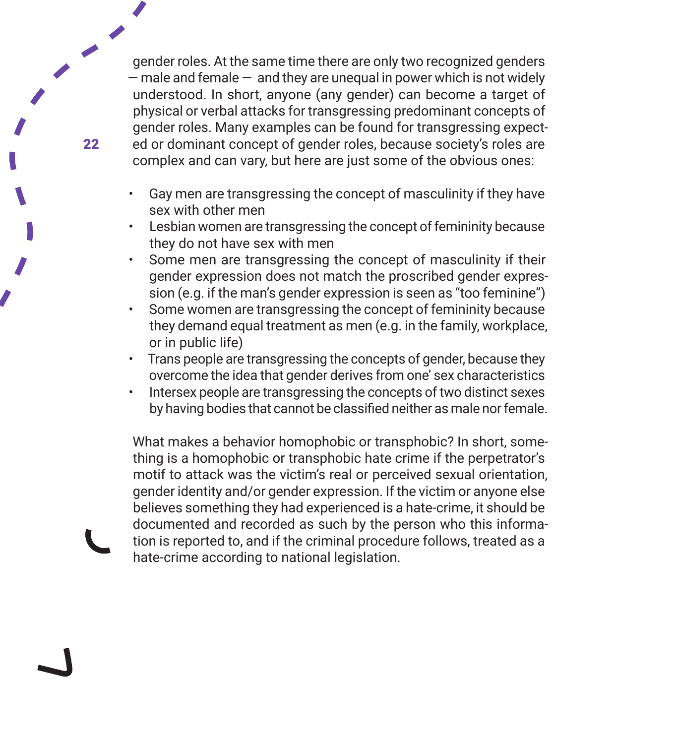gender roles. At the same time there are only two recognized genders — male and female — and they are unequal in power which is not widely understood. In short, anyone (any gender) can become a target of physical or verbal attacks for transgressing predominant concepts of gender roles. Many examples can be found for transgressing expected or dominant concept of gender roles, because society's roles are complex and can vary, but here are just some of the obvious ones:

- Gay men are transgressing the concept of masculinity if they have sex with other men
- Lesbian women are transgressing the concept of femininity because they do not have sex with men
- Some men are transgressing the concept of masculinity if their gender expression does not match the proscribed gender expression (e.g. if the man's gender expression is seen as "too feminine")
- Some women are transgressing the concept of femininity because they demand equal treatment as men (e.g. in the family, workplace, or in public life)
- Trans people are transgressing the concepts of gender, because they overcome the idea that gender derives from one' sex characteristics
- Intersex people are transgressing the concepts of two distinct sexes by having bodies that cannot be classified neither as male nor female.

What makes a behavior homophobic or transphobic? In short, something is a homophobic or transphobic hate crime if the perpetrator's motif to attack was the victim's real or perceived sexual orientation, gender identity and/or gender expression. If the victim or anyone else believes something they had experienced is a hate-crime, it should be documented and recorded as such by the person who this information is reported to, and if the criminal procedure follows, treated as a hate-crime according to national legislation.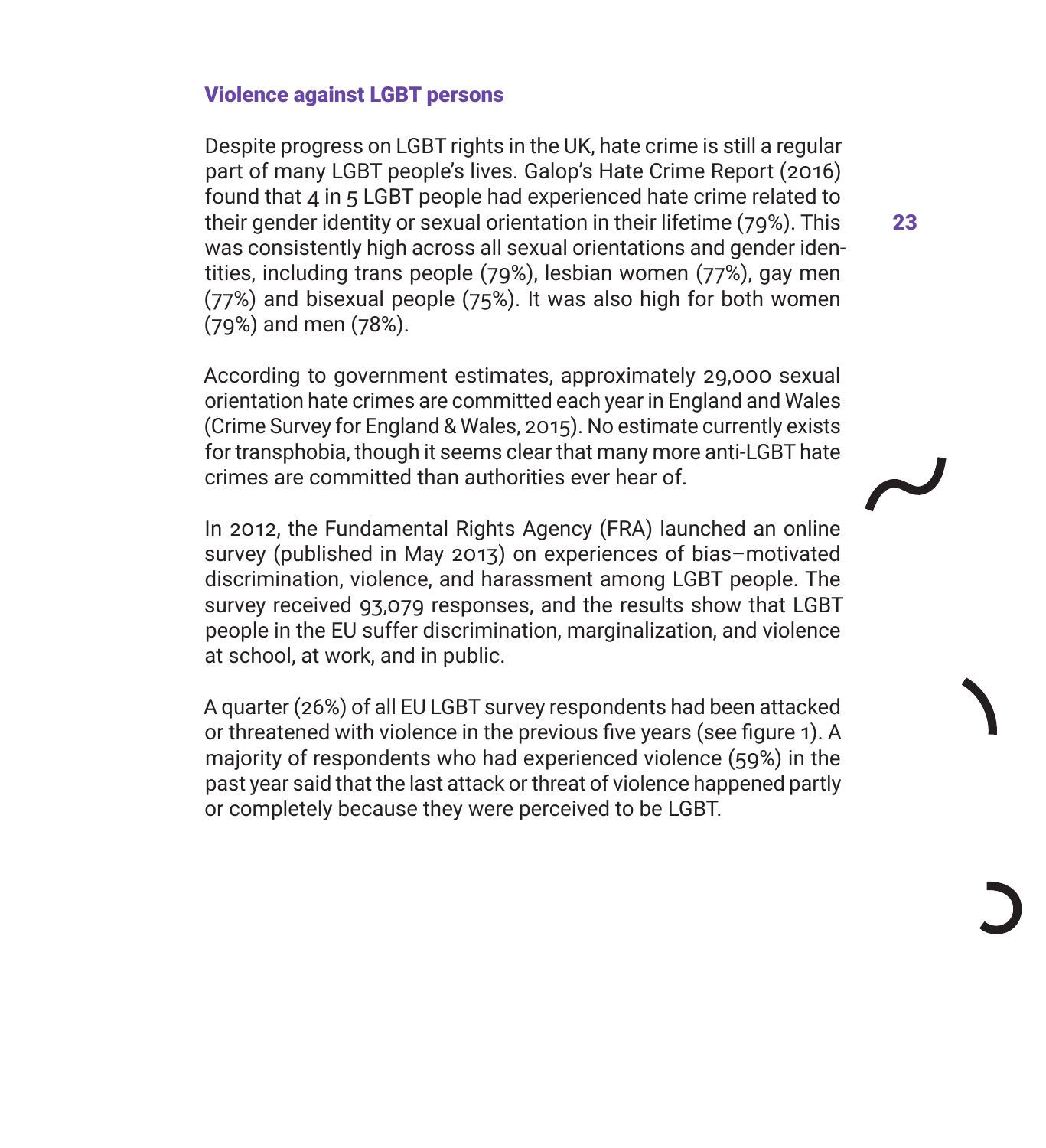### Violence against LGBT persons

Despite progress on LGBT rights in the UK, hate crime is still a regular part of many LGBT people's lives. Galop's Hate Crime Report (2016) found that 4 in 5 LGBT people had experienced hate crime related to their gender identity or sexual orientation in their lifetime (79%). This was consistently high across all sexual orientations and gender identities, including trans people (79%), lesbian women (77%), gay men (77%) and bisexual people (75%). It was also high for both women (79%) and men (78%).

According to government estimates, approximately 29,000 sexual orientation hate crimes are committed each year in England and Wales (Crime Survey for England & Wales, 2015). No estimate currently exists for transphobia, though it seems clear that many more anti-LGBT hate crimes are committed than authorities ever hear of.

In 2012, the Fundamental Rights Agency (FRA) launched an online survey (published in May 2013) on experiences of bias–motivated discrimination, violence, and harassment among LGBT people. The survey received 93,079 responses, and the results show that LGBT people in the EU suffer discrimination, marginalization, and violence at school, at work, and in public.

A quarter (26%) of all EU LGBT survey respondents had been attacked or threatened with violence in the previous five years (see figure 1). A majority of respondents who had experienced violence (59%) in the past year said that the last attack or threat of violence happened partly or completely because they were perceived to be LGBT.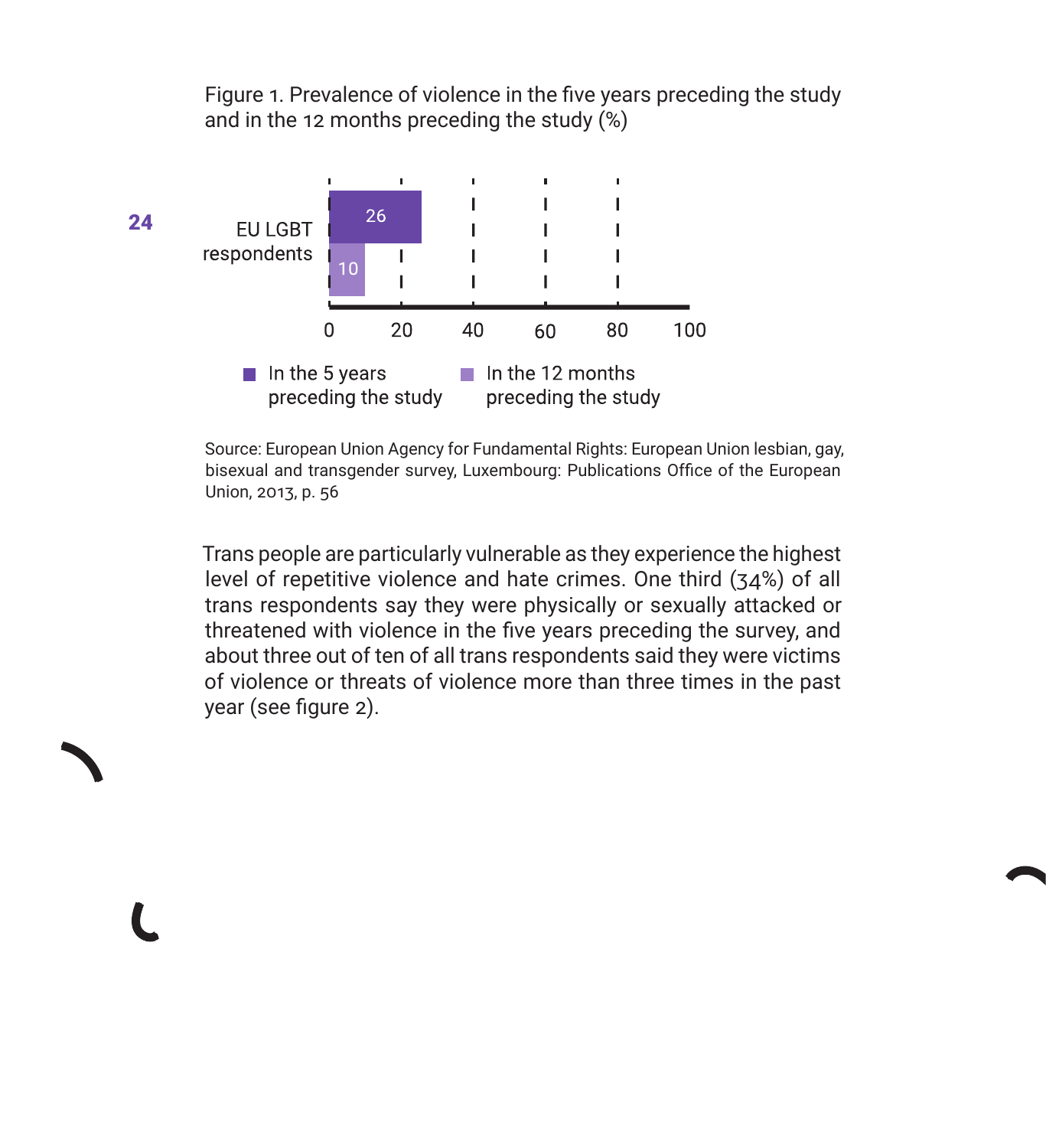Figure 1. Prevalence of violence in the five years preceding the study and in the 12 months preceding the study (%)

| | In the 5 years preceding the study | In the 12 months preceding the study |
|---|---|---|
| EU LGBT respondents | 26 | 10 |

Source: European Union Agency for Fundamental Rights: European Union lesbian, gay, bisexual and transgender survey, Luxembourg: Publications Office of the European Union, 2013, p. 56

Trans people are particularly vulnerable as they experience the highest level of repetitive violence and hate crimes. One third (34%) of all trans respondents say they were physically or sexually attacked or threatened with violence in the five years preceding the survey, and about three out of ten of all trans respondents said they were victims of violence or threats of violence more than three times in the past year (see figure 2).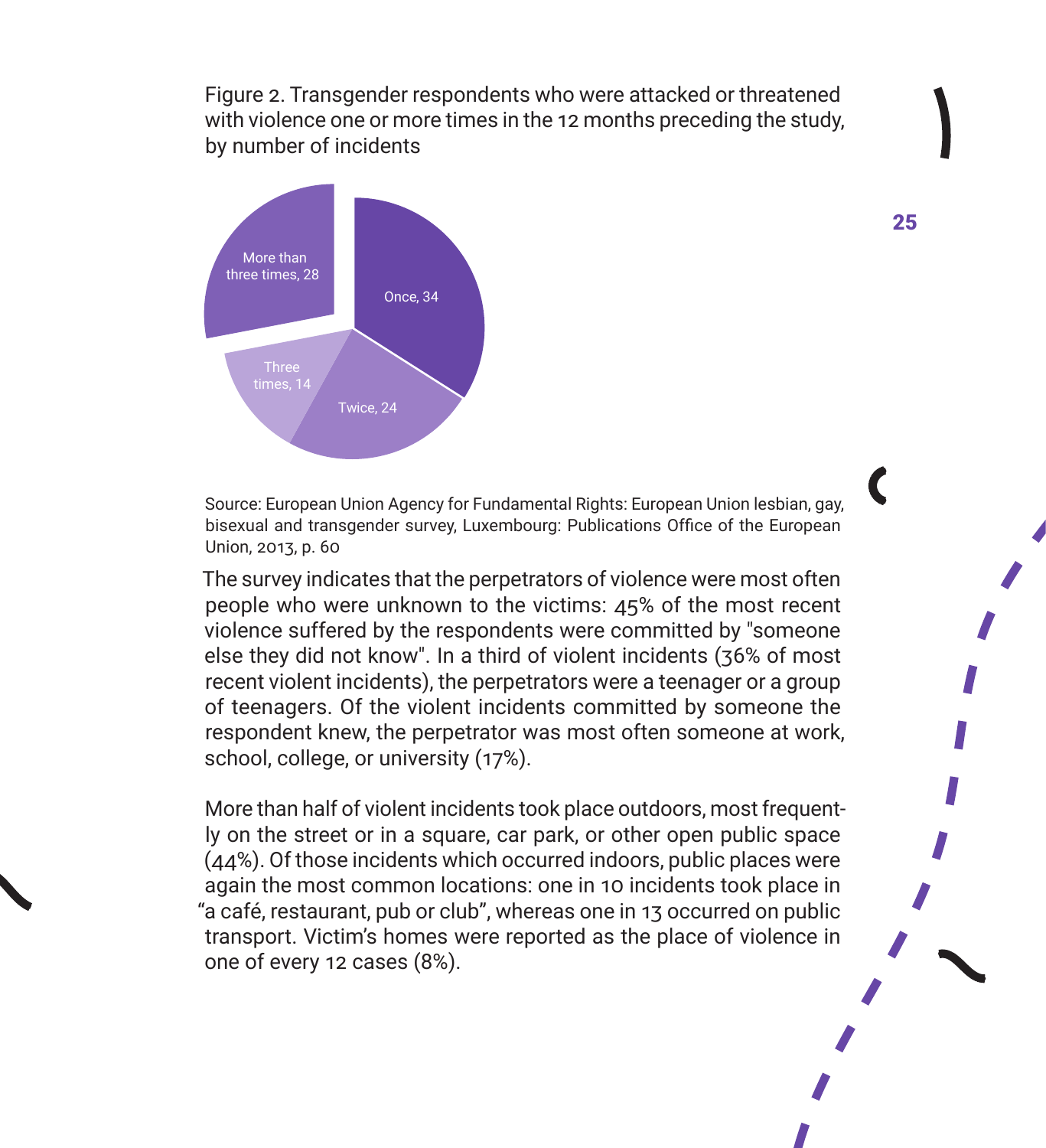Figure 2. Transgender respondents who were attacked or threatened with violence one or more times in the 12 months preceding the study, by number of incidents

Once, 34

Twice, 24

Three times, 14

More than three times, 28

Source: European Union Agency for Fundamental Rights: European Union lesbian, gay, bisexual and transgender survey, Luxembourg: Publications Office of the European Union, 2013, p. 60

The survey indicates that the perpetrators of violence were most often people who were unknown to the victims: 45% of the most recent violence suffered by the respondents were committed by "someone else they did not know". In a third of violent incidents (36% of most recent violent incidents), the perpetrators were a teenager or a group of teenagers. Of the violent incidents committed by someone the respondent knew, the perpetrator was most often someone at work, school, college, or university (17%).

More than half of violent incidents took place outdoors, most frequently on the street or in a square, car park, or other open public space (44%). Of those incidents which occurred indoors, public places were again the most common locations: one in 10 incidents took place in "a café, restaurant, pub or club", whereas one in 13 occurred on public transport. Victim's homes were reported as the place of violence in one of every 12 cases (8%).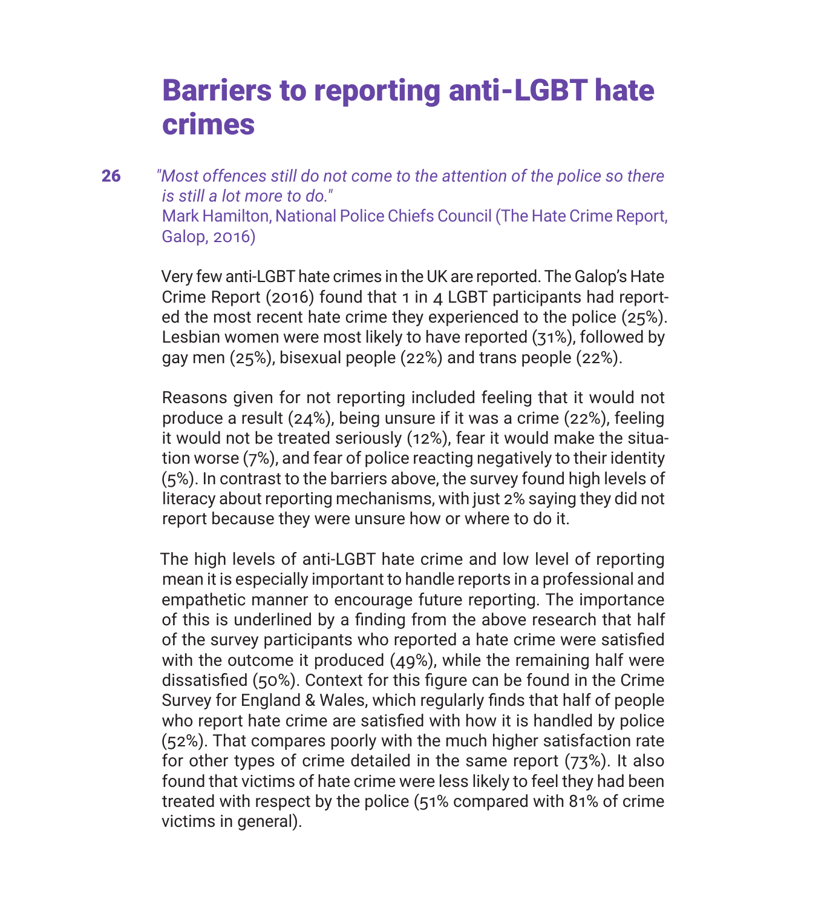# Barriers to reporting anti-LGBT hate crimes

*"Most offences still do not come to the attention of the police so there is still a lot more to do."*
Mark Hamilton, National Police Chiefs Council (The Hate Crime Report, Galop, 2016)

Very few anti-LGBT hate crimes in the UK are reported. The Galop's Hate Crime Report (2016) found that 1 in 4 LGBT participants had reported the most recent hate crime they experienced to the police (25%). Lesbian women were most likely to have reported (31%), followed by gay men (25%), bisexual people (22%) and trans people (22%).

Reasons given for not reporting included feeling that it would not produce a result (24%), being unsure if it was a crime (22%), feeling it would not be treated seriously (12%), fear it would make the situation worse (7%), and fear of police reacting negatively to their identity (5%). In contrast to the barriers above, the survey found high levels of literacy about reporting mechanisms, with just 2% saying they did not report because they were unsure how or where to do it.

The high levels of anti-LGBT hate crime and low level of reporting mean it is especially important to handle reports in a professional and empathetic manner to encourage future reporting. The importance of this is underlined by a finding from the above research that half of the survey participants who reported a hate crime were satisfied with the outcome it produced (49%), while the remaining half were dissatisfied (50%). Context for this figure can be found in the Crime Survey for England & Wales, which regularly finds that half of people who report hate crime are satisfied with how it is handled by police (52%). That compares poorly with the much higher satisfaction rate for other types of crime detailed in the same report (73%). It also found that victims of hate crime were less likely to feel they had been treated with respect by the police (51% compared with 81% of crime victims in general).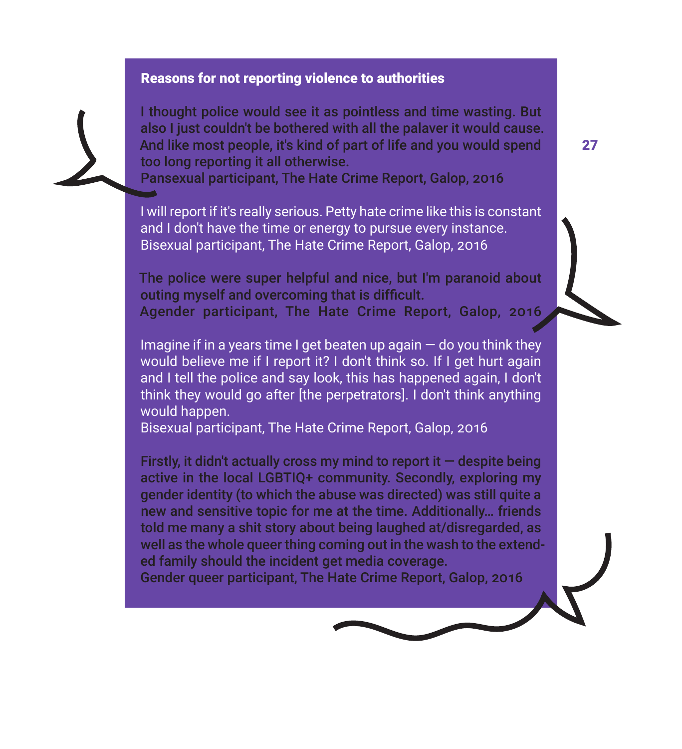### Reasons for not reporting violence to authorities

I thought police would see it as pointless and time wasting. But also I just couldn't be bothered with all the palaver it would cause. And like most people, it's kind of part of life and you would spend too long reporting it all otherwise.
Pansexual participant, The Hate Crime Report, Galop, 2016

I will report if it's really serious. Petty hate crime like this is constant and I don't have the time or energy to pursue every instance.
Bisexual participant, The Hate Crime Report, Galop, 2016

The police were super helpful and nice, but I'm paranoid about outing myself and overcoming that is difficult.
Agender participant, The Hate Crime Report, Galop, 2016

Imagine if in a years time I get beaten up again — do you think they would believe me if I report it? I don't think so. If I get hurt again and I tell the police and say look, this has happened again, I don't think they would go after [the perpetrators]. I don't think anything would happen.
Bisexual participant, The Hate Crime Report, Galop, 2016

Firstly, it didn't actually cross my mind to report it — despite being active in the local LGBTIQ+ community. Secondly, exploring my gender identity (to which the abuse was directed) was still quite a new and sensitive topic for me at the time. Additionally... friends told me many a shit story about being laughed at/disregarded, as well as the whole queer thing coming out in the wash to the extended family should the incident get media coverage.
Gender queer participant, The Hate Crime Report, Galop, 2016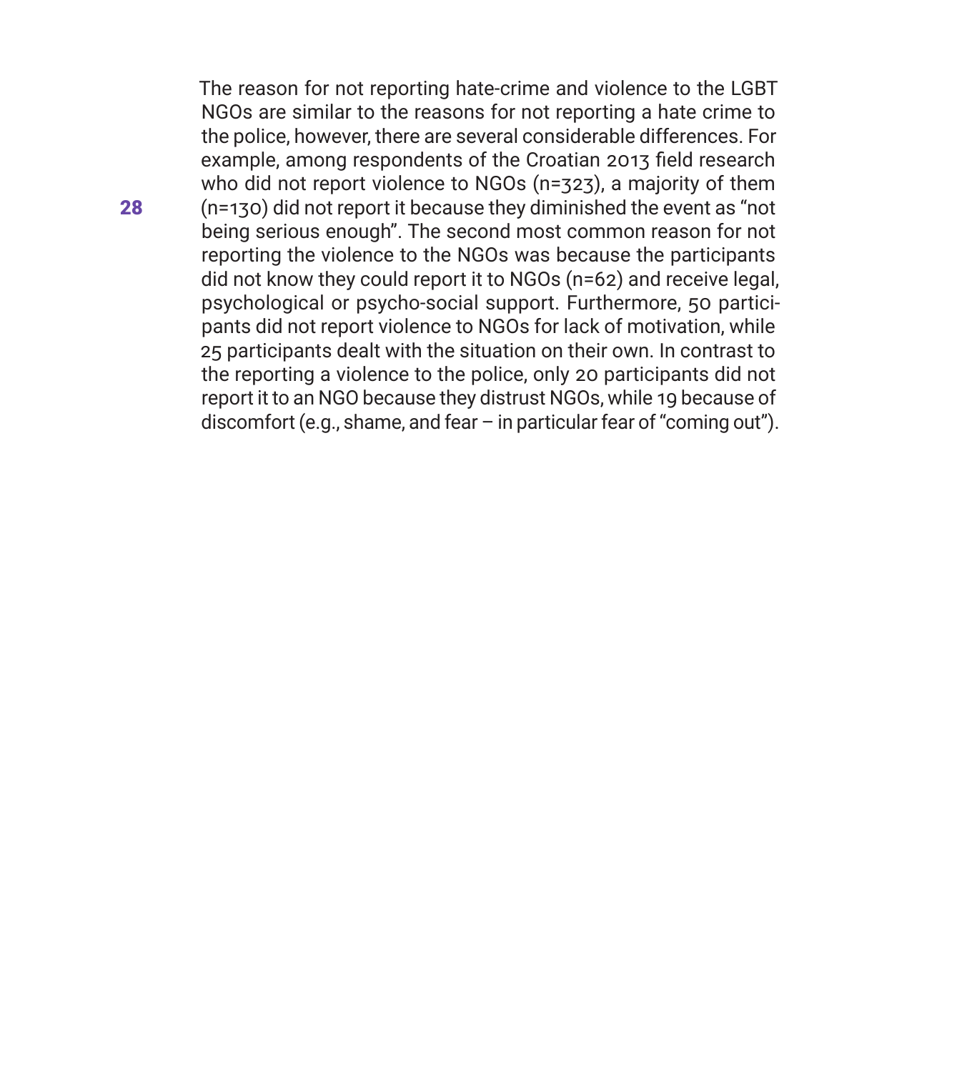The reason for not reporting hate-crime and violence to the LGBT NGOs are similar to the reasons for not reporting a hate crime to the police, however, there are several considerable differences. For example, among respondents of the Croatian 2013 field research who did not report violence to NGOs (n=323), a majority of them (n=130) did not report it because they diminished the event as "not being serious enough". The second most common reason for not reporting the violence to the NGOs was because the participants did not know they could report it to NGOs (n=62) and receive legal, psychological or psycho-social support. Furthermore, 50 participants did not report violence to NGOs for lack of motivation, while 25 participants dealt with the situation on their own. In contrast to the reporting a violence to the police, only 20 participants did not report it to an NGO because they distrust NGOs, while 19 because of discomfort (e.g., shame, and fear – in particular fear of "coming out").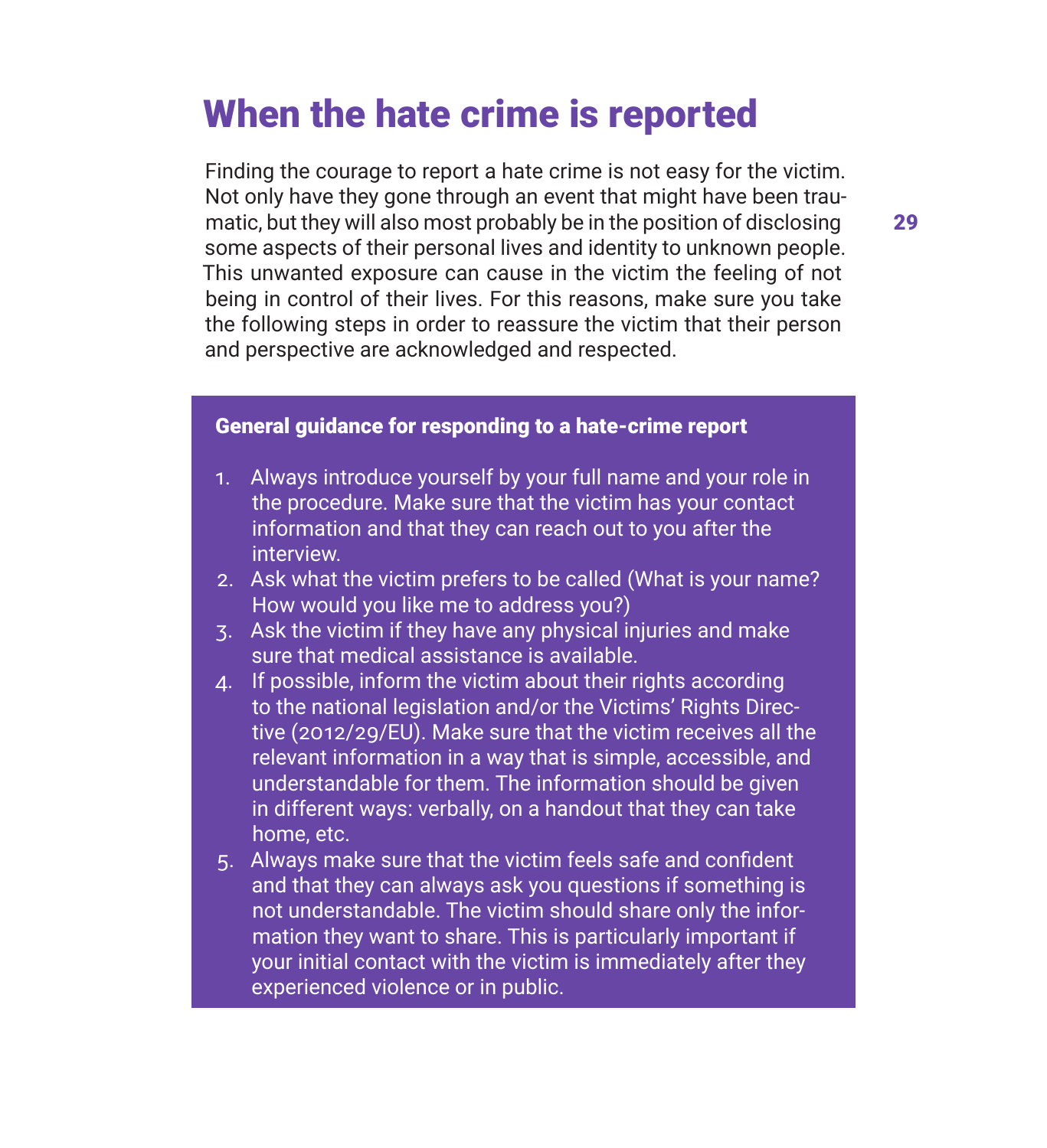# When the hate crime is reported

Finding the courage to report a hate crime is not easy for the victim. Not only have they gone through an event that might have been traumatic, but they will also most probably be in the position of disclosing some aspects of their personal lives and identity to unknown people. This unwanted exposure can cause in the victim the feeling of not being in control of their lives. For this reasons, make sure you take the following steps in order to reassure the victim that their person and perspective are acknowledged and respected.

**General guidance for responding to a hate-crime report**

1. Always introduce yourself by your full name and your role in the procedure. Make sure that the victim has your contact information and that they can reach out to you after the interview.
2. Ask what the victim prefers to be called (What is your name? How would you like me to address you?)
3. Ask the victim if they have any physical injuries and make sure that medical assistance is available.
4. If possible, inform the victim about their rights according to the national legislation and/or the Victims' Rights Directive (2012/29/EU). Make sure that the victim receives all the relevant information in a way that is simple, accessible, and understandable for them. The information should be given in different ways: verbally, on a handout that they can take home, etc.
5. Always make sure that the victim feels safe and confident and that they can always ask you questions if something is not understandable. The victim should share only the information they want to share. This is particularly important if your initial contact with the victim is immediately after they experienced violence or in public.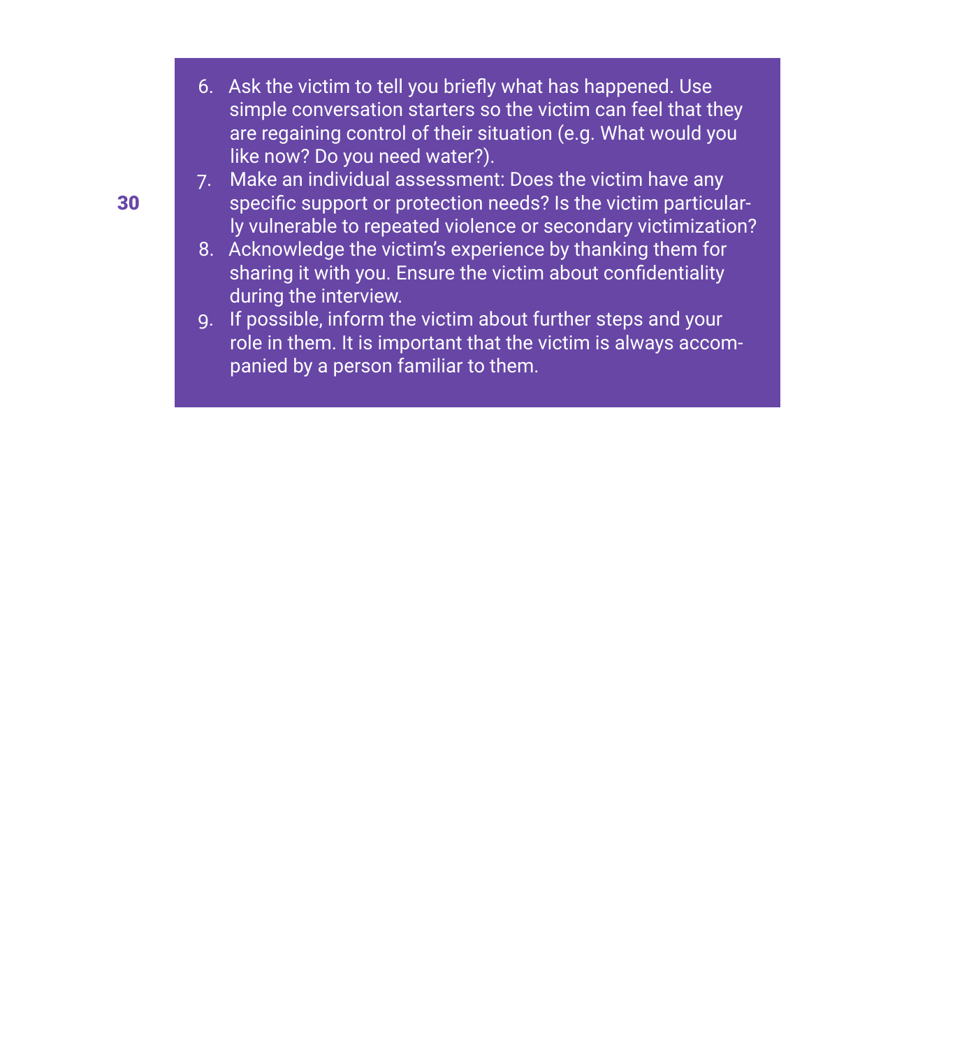6. Ask the victim to tell you briefly what has happened. Use simple conversation starters so the victim can feel that they are regaining control of their situation (e.g. What would you like now? Do you need water?).
7. Make an individual assessment: Does the victim have any specific support or protection needs? Is the victim particularly vulnerable to repeated violence or secondary victimization?
8. Acknowledge the victim's experience by thanking them for sharing it with you. Ensure the victim about confidentiality during the interview.
9. If possible, inform the victim about further steps and your role in them. It is important that the victim is always accompanied by a person familiar to them.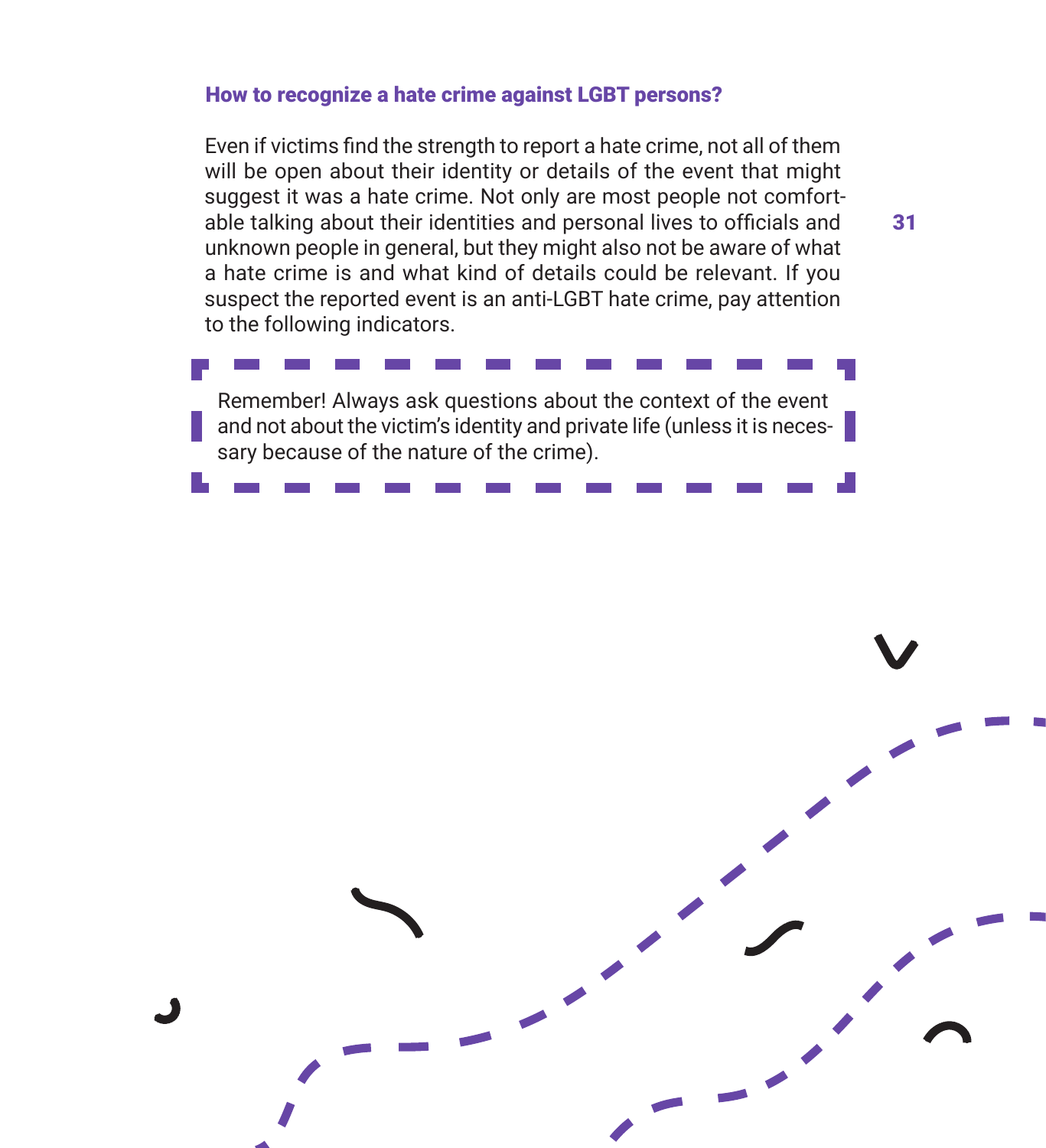### How to recognize a hate crime against LGBT persons?

Even if victims find the strength to report a hate crime, not all of them will be open about their identity or details of the event that might suggest it was a hate crime. Not only are most people not comfortable talking about their identities and personal lives to officials and unknown people in general, but they might also not be aware of what a hate crime is and what kind of details could be relevant. If you suspect the reported event is an anti-LGBT hate crime, pay attention to the following indicators.

> Remember! Always ask questions about the context of the event and not about the victim's identity and private life (unless it is necessary because of the nature of the crime).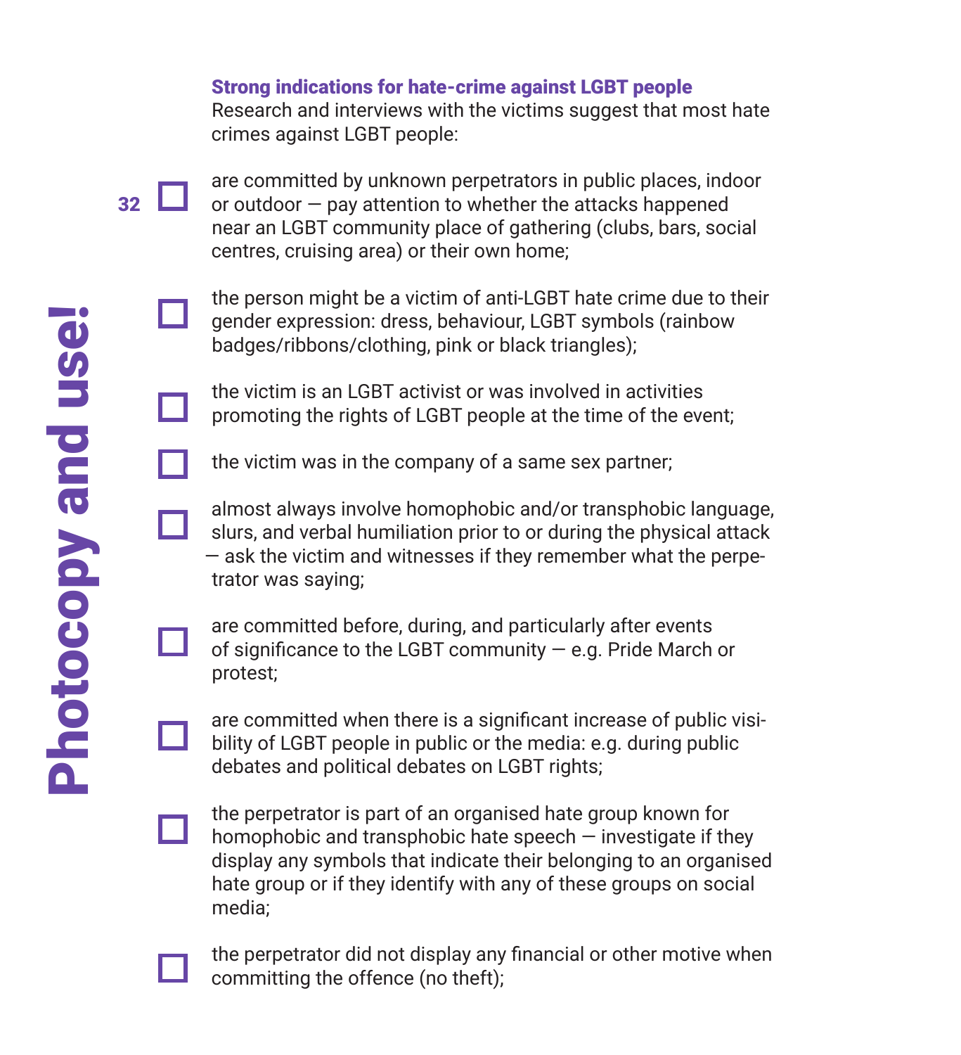**Strong indications for hate-crime against LGBT people**

Research and interviews with the victims suggest that most hate crimes against LGBT people:

- [ ] are committed by unknown perpetrators in public places, indoor or outdoor — pay attention to whether the attacks happened near an LGBT community place of gathering (clubs, bars, social centres, cruising area) or their own home;
- [ ] the person might be a victim of anti-LGBT hate crime due to their gender expression: dress, behaviour, LGBT symbols (rainbow badges/ribbons/clothing, pink or black triangles);
- [ ] the victim is an LGBT activist or was involved in activities promoting the rights of LGBT people at the time of the event;
- [ ] the victim was in the company of a same sex partner;
- [ ] almost always involve homophobic and/or transphobic language, slurs, and verbal humiliation prior to or during the physical attack — ask the victim and witnesses if they remember what the perpetrator was saying;
- [ ] are committed before, during, and particularly after events of significance to the LGBT community — e.g. Pride March or protest;
- [ ] are committed when there is a significant increase of public visibility of LGBT people in public or the media: e.g. during public debates and political debates on LGBT rights;
- [ ] the perpetrator is part of an organised hate group known for homophobic and transphobic hate speech — investigate if they display any symbols that indicate their belonging to an organised hate group or if they identify with any of these groups on social media;
- [ ] the perpetrator did not display any financial or other motive when committing the offence (no theft);

**Photocopy and use!**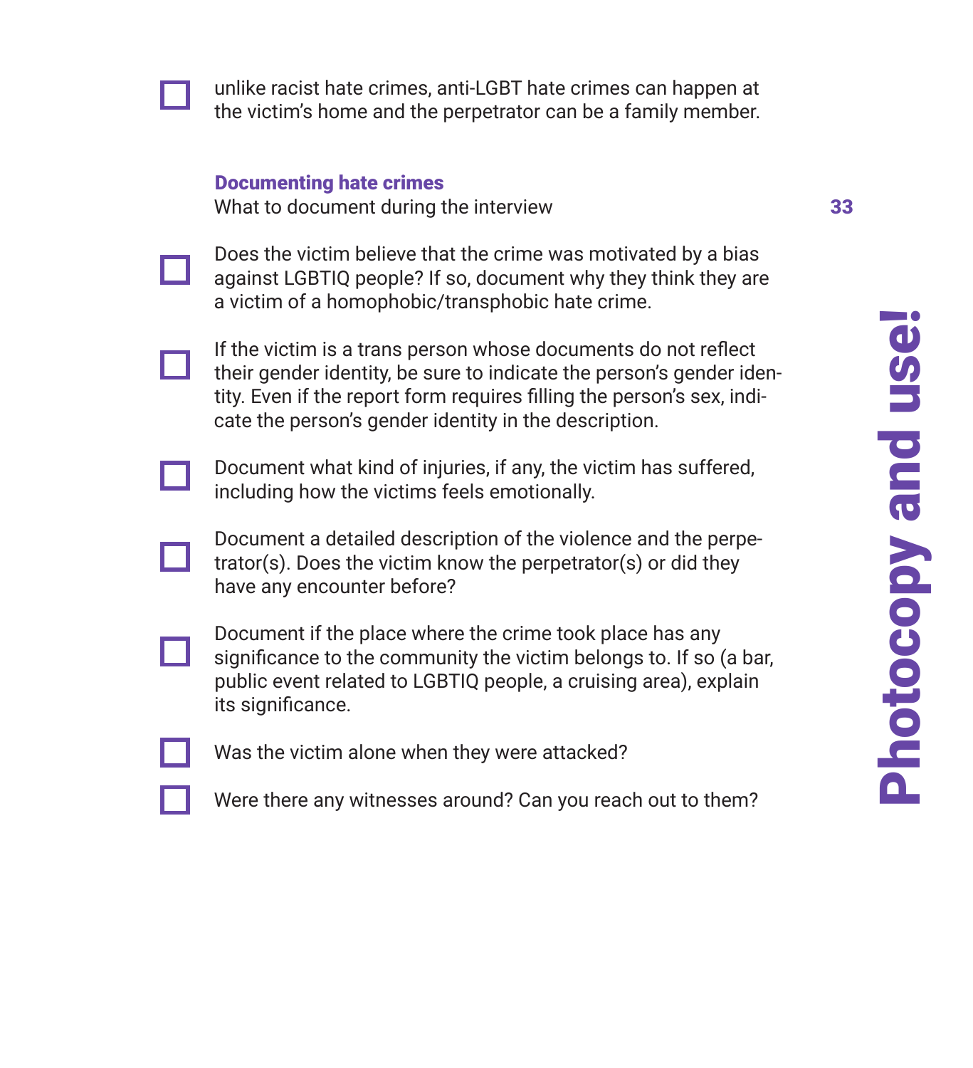- [ ] unlike racist hate crimes, anti-LGBT hate crimes can happen at the victim's home and the perpetrator can be a family member.

**Documenting hate crimes**
What to document during the interview

- [ ] Does the victim believe that the crime was motivated by a bias against LGBTIQ people? If so, document why they think they are a victim of a homophobic/transphobic hate crime.
- [ ] If the victim is a trans person whose documents do not reflect their gender identity, be sure to indicate the person's gender identity. Even if the report form requires filling the person's sex, indicate the person's gender identity in the description.
- [ ] Document what kind of injuries, if any, the victim has suffered, including how the victims feels emotionally.
- [ ] Document a detailed description of the violence and the perpetrator(s). Does the victim know the perpetrator(s) or did they have any encounter before?
- [ ] Document if the place where the crime took place has any significance to the community the victim belongs to. If so (a bar, public event related to LGBTIQ people, a cruising area), explain its significance.
- [ ] Was the victim alone when they were attacked?
- [ ] Were there any witnesses around? Can you reach out to them?

**Photocopy and use!**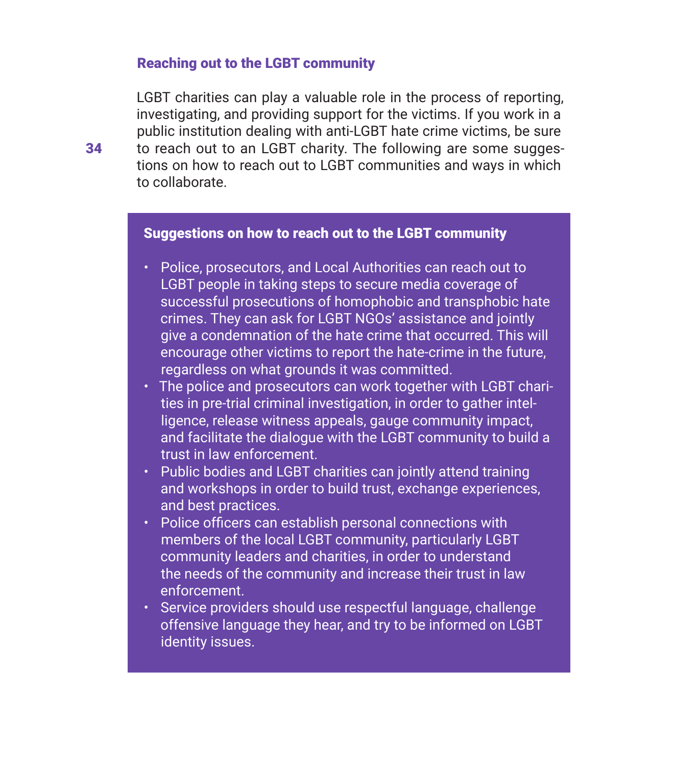## Reaching out to the LGBT community

LGBT charities can play a valuable role in the process of reporting, investigating, and providing support for the victims. If you work in a public institution dealing with anti-LGBT hate crime victims, be sure to reach out to an LGBT charity. The following are some suggestions on how to reach out to LGBT communities and ways in which to collaborate.

### Suggestions on how to reach out to the LGBT community

- Police, prosecutors, and Local Authorities can reach out to LGBT people in taking steps to secure media coverage of successful prosecutions of homophobic and transphobic hate crimes. They can ask for LGBT NGOs' assistance and jointly give a condemnation of the hate crime that occurred. This will encourage other victims to report the hate-crime in the future, regardless on what grounds it was committed.
- The police and prosecutors can work together with LGBT charities in pre-trial criminal investigation, in order to gather intelligence, release witness appeals, gauge community impact, and facilitate the dialogue with the LGBT community to build a trust in law enforcement.
- Public bodies and LGBT charities can jointly attend training and workshops in order to build trust, exchange experiences, and best practices.
- Police officers can establish personal connections with members of the local LGBT community, particularly LGBT community leaders and charities, in order to understand the needs of the community and increase their trust in law enforcement.
- Service providers should use respectful language, challenge offensive language they hear, and try to be informed on LGBT identity issues.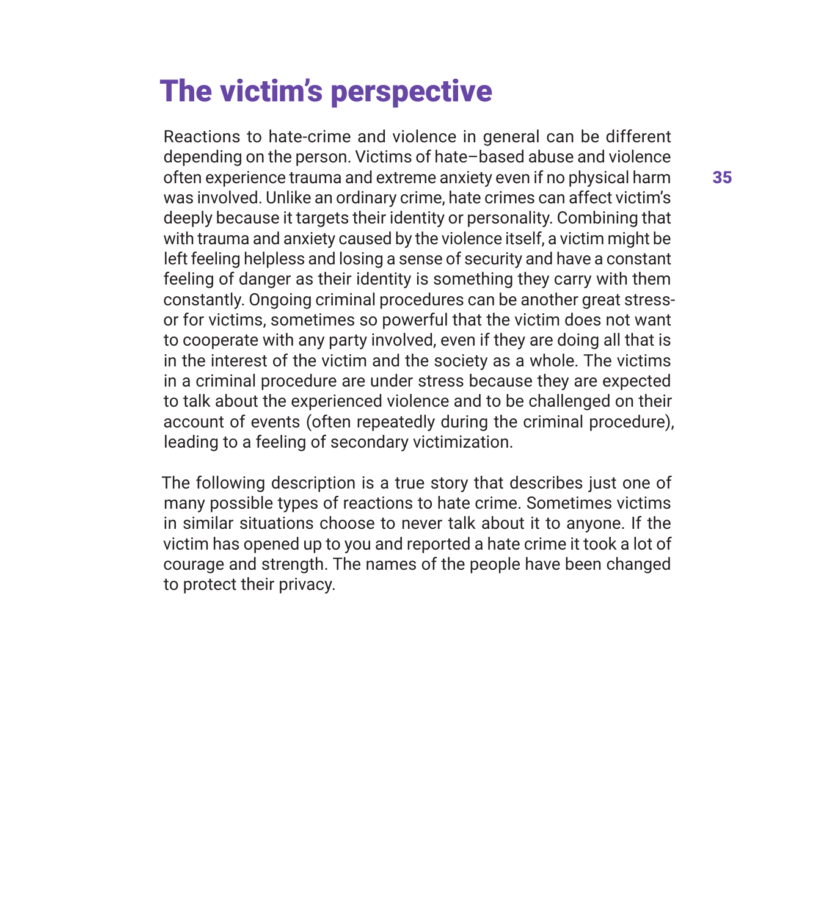# The victim's perspective

Reactions to hate-crime and violence in general can be different depending on the person. Victims of hate–based abuse and violence often experience trauma and extreme anxiety even if no physical harm was involved. Unlike an ordinary crime, hate crimes can affect victim's deeply because it targets their identity or personality. Combining that with trauma and anxiety caused by the violence itself, a victim might be left feeling helpless and losing a sense of security and have a constant feeling of danger as their identity is something they carry with them constantly. Ongoing criminal procedures can be another great stressor for victims, sometimes so powerful that the victim does not want to cooperate with any party involved, even if they are doing all that is in the interest of the victim and the society as a whole. The victims in a criminal procedure are under stress because they are expected to talk about the experienced violence and to be challenged on their account of events (often repeatedly during the criminal procedure), leading to a feeling of secondary victimization.

The following description is a true story that describes just one of many possible types of reactions to hate crime. Sometimes victims in similar situations choose to never talk about it to anyone. If the victim has opened up to you and reported a hate crime it took a lot of courage and strength. The names of the people have been changed to protect their privacy.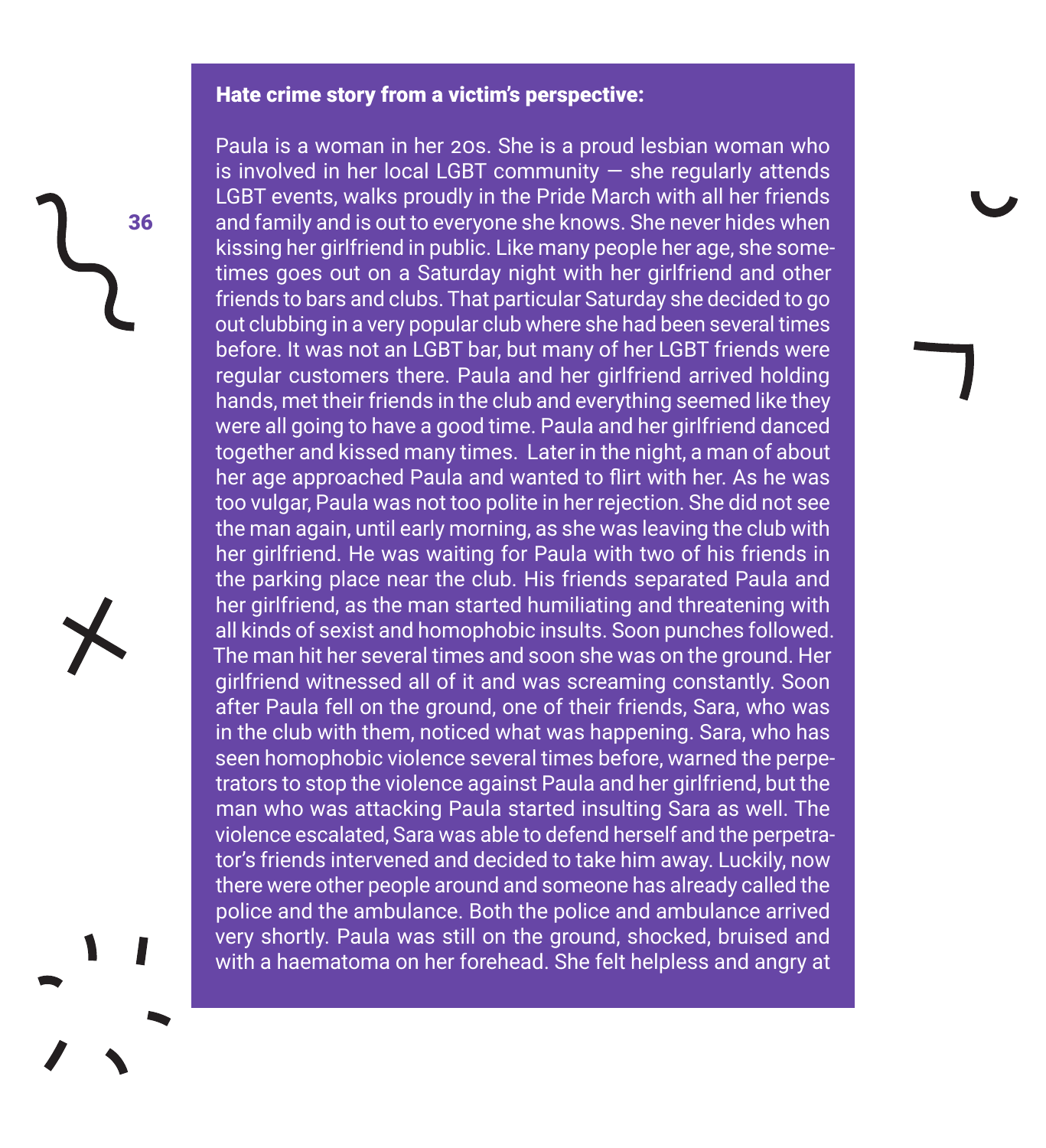**Hate crime story from a victim's perspective:**

Paula is a woman in her 20s. She is a proud lesbian woman who is involved in her local LGBT community — she regularly attends LGBT events, walks proudly in the Pride March with all her friends and family and is out to everyone she knows. She never hides when kissing her girlfriend in public. Like many people her age, she sometimes goes out on a Saturday night with her girlfriend and other friends to bars and clubs. That particular Saturday she decided to go out clubbing in a very popular club where she had been several times before. It was not an LGBT bar, but many of her LGBT friends were regular customers there. Paula and her girlfriend arrived holding hands, met their friends in the club and everything seemed like they were all going to have a good time. Paula and her girlfriend danced together and kissed many times. Later in the night, a man of about her age approached Paula and wanted to flirt with her. As he was too vulgar, Paula was not too polite in her rejection. She did not see the man again, until early morning, as she was leaving the club with her girlfriend. He was waiting for Paula with two of his friends in the parking place near the club. His friends separated Paula and her girlfriend, as the man started humiliating and threatening with all kinds of sexist and homophobic insults. Soon punches followed. The man hit her several times and soon she was on the ground. Her girlfriend witnessed all of it and was screaming constantly. Soon after Paula fell on the ground, one of their friends, Sara, who was in the club with them, noticed what was happening. Sara, who has seen homophobic violence several times before, warned the perpetrators to stop the violence against Paula and her girlfriend, but the man who was attacking Paula started insulting Sara as well. The violence escalated, Sara was able to defend herself and the perpetrator's friends intervened and decided to take him away. Luckily, now there were other people around and someone has already called the police and the ambulance. Both the police and ambulance arrived very shortly. Paula was still on the ground, shocked, bruised and with a haematoma on her forehead. She felt helpless and angry at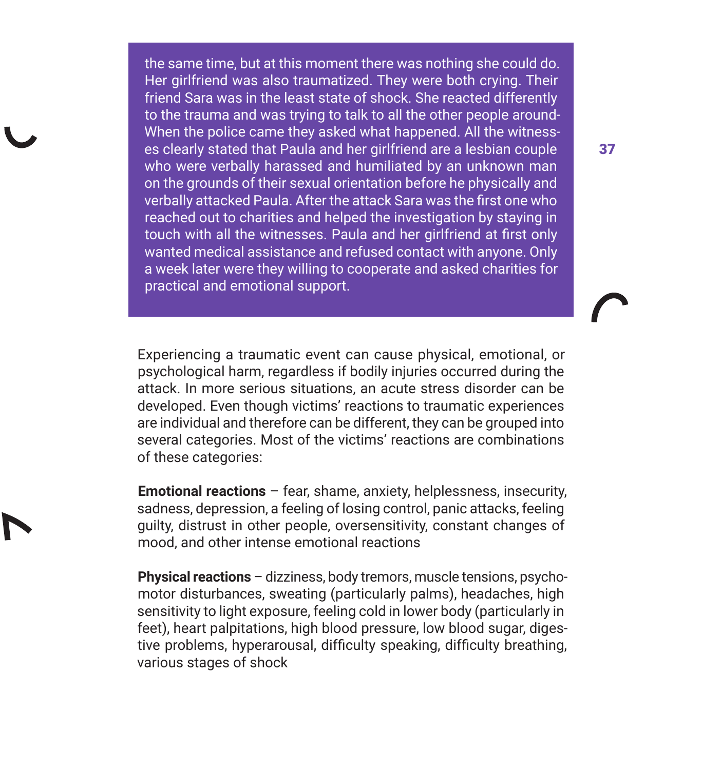the same time, but at this moment there was nothing she could do. Her girlfriend was also traumatized. They were both crying. Their friend Sara was in the least state of shock. She reacted differently to the trauma and was trying to talk to all the other people around- When the police came they asked what happened. All the witnesses clearly stated that Paula and her girlfriend are a lesbian couple who were verbally harassed and humiliated by an unknown man on the grounds of their sexual orientation before he physically and verbally attacked Paula. After the attack Sara was the first one who reached out to charities and helped the investigation by staying in touch with all the witnesses. Paula and her girlfriend at first only wanted medical assistance and refused contact with anyone. Only a week later were they willing to cooperate and asked charities for practical and emotional support.

Experiencing a traumatic event can cause physical, emotional, or psychological harm, regardless if bodily injuries occurred during the attack. In more serious situations, an acute stress disorder can be developed. Even though victims' reactions to traumatic experiences are individual and therefore can be different, they can be grouped into several categories. Most of the victims' reactions are combinations of these categories:

**Emotional reactions** – fear, shame, anxiety, helplessness, insecurity, sadness, depression, a feeling of losing control, panic attacks, feeling guilty, distrust in other people, oversensitivity, constant changes of mood, and other intense emotional reactions

**Physical reactions** – dizziness, body tremors, muscle tensions, psychomotor disturbances, sweating (particularly palms), headaches, high sensitivity to light exposure, feeling cold in lower body (particularly in feet), heart palpitations, high blood pressure, low blood sugar, digestive problems, hyperarousal, difficulty speaking, difficulty breathing, various stages of shock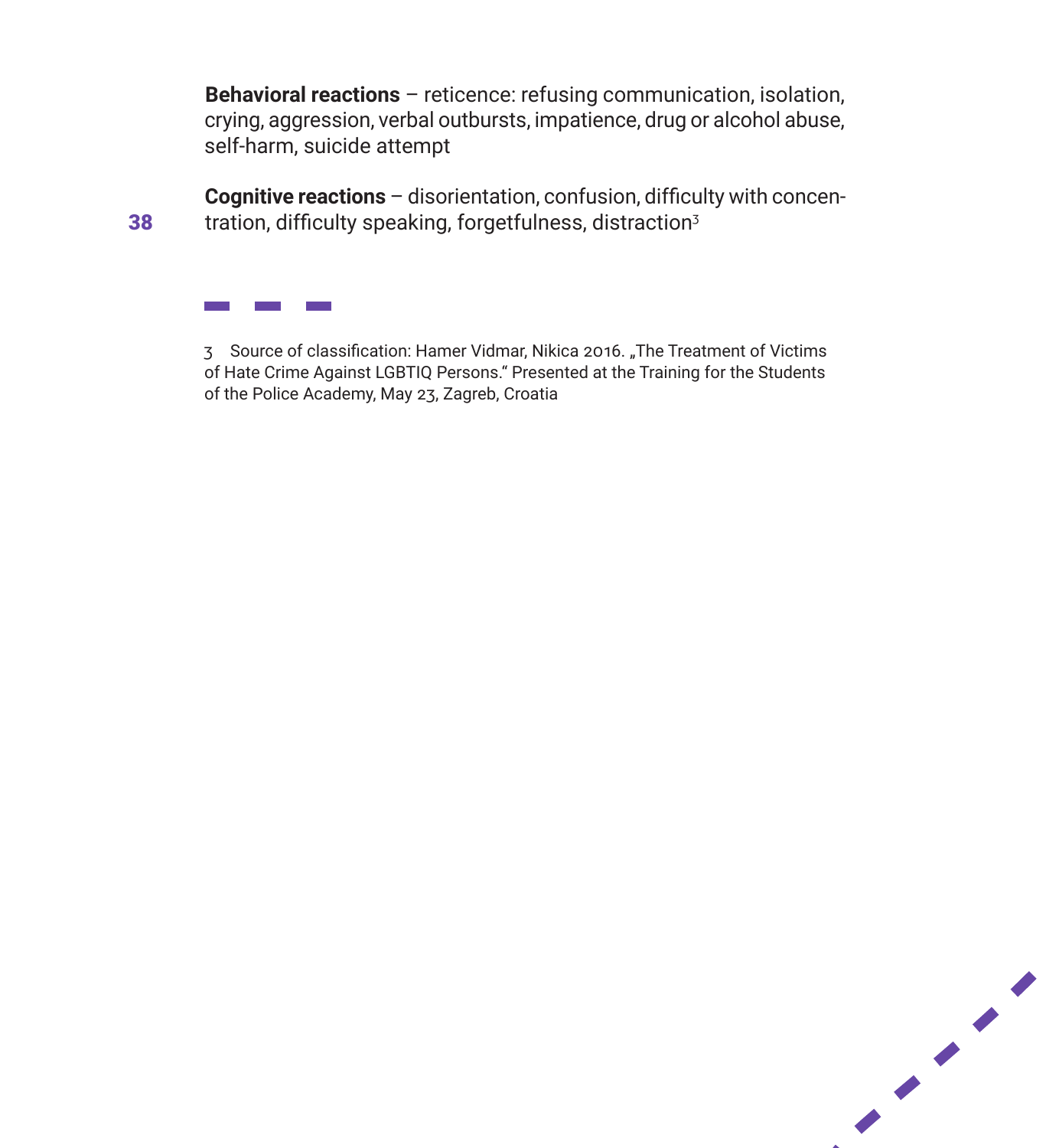**Behavioral reactions** – reticence: refusing communication, isolation, crying, aggression, verbal outbursts, impatience, drug or alcohol abuse, self-harm, suicide attempt

**Cognitive reactions** – disorientation, confusion, difficulty with concentration, difficulty speaking, forgetfulness, distraction[3]

3 Source of classification: Hamer Vidmar, Nikica 2016. „The Treatment of Victims of Hate Crime Against LGBTIQ Persons." Presented at the Training for the Students of the Police Academy, May 23, Zagreb, Croatia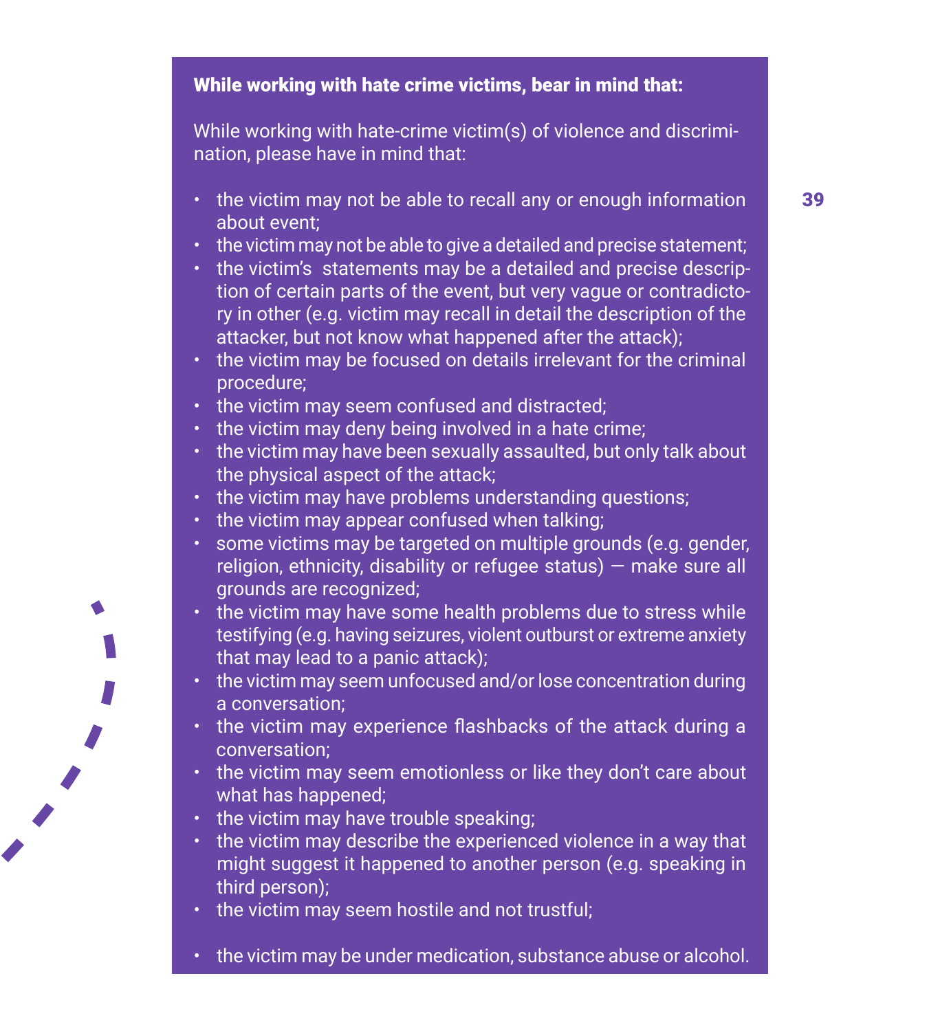**While working with hate crime victims, bear in mind that:**

While working with hate-crime victim(s) of violence and discrimination, please have in mind that:

- the victim may not be able to recall any or enough information about event;
- the victim may not be able to give a detailed and precise statement;
- the victim's statements may be a detailed and precise description of certain parts of the event, but very vague or contradictory in other (e.g. victim may recall in detail the description of the attacker, but not know what happened after the attack);
- the victim may be focused on details irrelevant for the criminal procedure;
- the victim may seem confused and distracted;
- the victim may deny being involved in a hate crime;
- the victim may have been sexually assaulted, but only talk about the physical aspect of the attack;
- the victim may have problems understanding questions;
- the victim may appear confused when talking;
- some victims may be targeted on multiple grounds (e.g. gender, religion, ethnicity, disability or refugee status) — make sure all grounds are recognized;
- the victim may have some health problems due to stress while testifying (e.g. having seizures, violent outburst or extreme anxiety that may lead to a panic attack);
- the victim may seem unfocused and/or lose concentration during a conversation;
- the victim may experience flashbacks of the attack during a conversation;
- the victim may seem emotionless or like they don't care about what has happened;
- the victim may have trouble speaking;
- the victim may describe the experienced violence in a way that might suggest it happened to another person (e.g. speaking in third person);
- the victim may seem hostile and not trustful;
- the victim may be under medication, substance abuse or alcohol.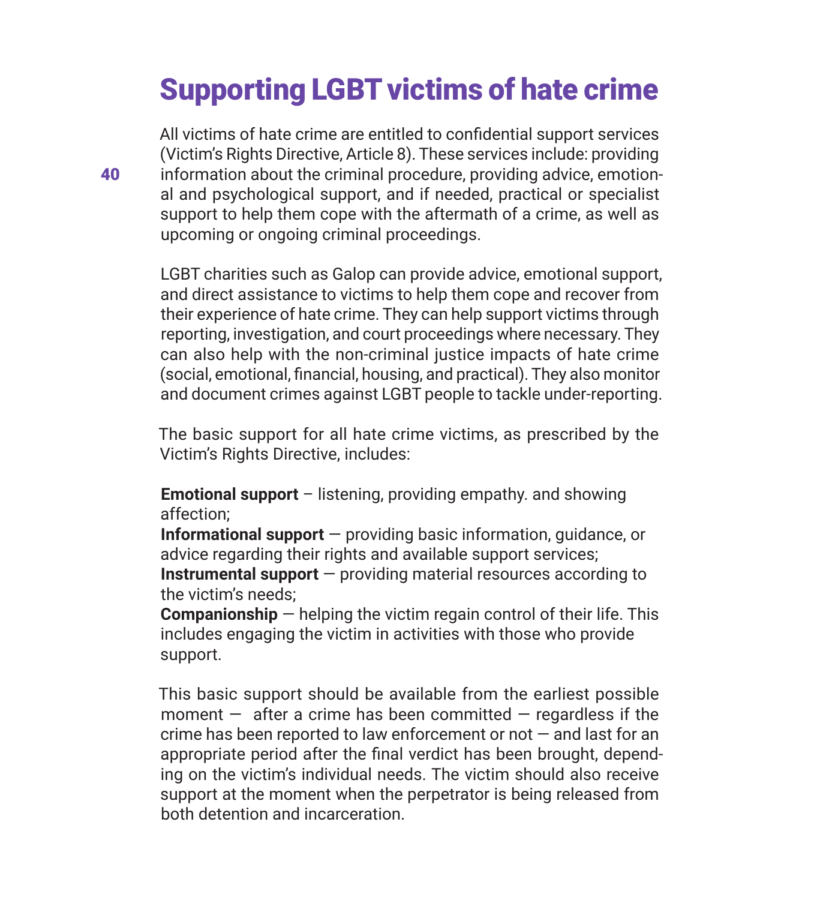# Supporting LGBT victims of hate crime

All victims of hate crime are entitled to confidential support services (Victim's Rights Directive, Article 8). These services include: providing information about the criminal procedure, providing advice, emotional and psychological support, and if needed, practical or specialist support to help them cope with the aftermath of a crime, as well as upcoming or ongoing criminal proceedings.

LGBT charities such as Galop can provide advice, emotional support, and direct assistance to victims to help them cope and recover from their experience of hate crime. They can help support victims through reporting, investigation, and court proceedings where necessary. They can also help with the non-criminal justice impacts of hate crime (social, emotional, financial, housing, and practical). They also monitor and document crimes against LGBT people to tackle under-reporting.

The basic support for all hate crime victims, as prescribed by the Victim's Rights Directive, includes:

**Emotional support** – listening, providing empathy. and showing affection;
**Informational support** — providing basic information, guidance, or advice regarding their rights and available support services;
**Instrumental support** — providing material resources according to the victim's needs;
**Companionship** — helping the victim regain control of their life. This includes engaging the victim in activities with those who provide support.

This basic support should be available from the earliest possible moment — after a crime has been committed — regardless if the crime has been reported to law enforcement or not — and last for an appropriate period after the final verdict has been brought, depending on the victim's individual needs. The victim should also receive support at the moment when the perpetrator is being released from both detention and incarceration.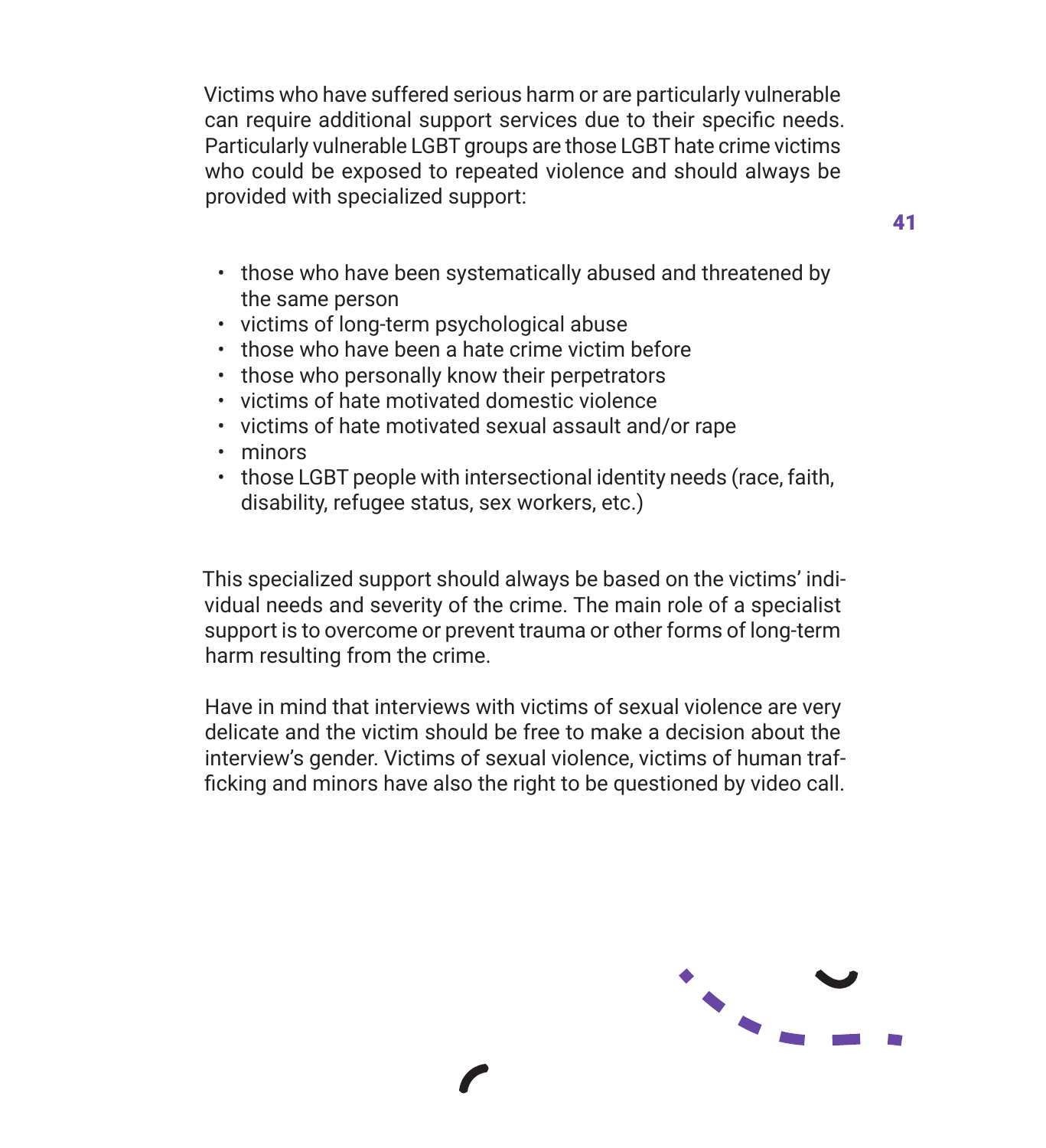Victims who have suffered serious harm or are particularly vulnerable can require additional support services due to their specific needs. Particularly vulnerable LGBT groups are those LGBT hate crime victims who could be exposed to repeated violence and should always be provided with specialized support:

- those who have been systematically abused and threatened by the same person
- victims of long-term psychological abuse
- those who have been a hate crime victim before
- those who personally know their perpetrators
- victims of hate motivated domestic violence
- victims of hate motivated sexual assault and/or rape
- minors
- those LGBT people with intersectional identity needs (race, faith, disability, refugee status, sex workers, etc.)

This specialized support should always be based on the victims' individual needs and severity of the crime. The main role of a specialist support is to overcome or prevent trauma or other forms of long-term harm resulting from the crime.

Have in mind that interviews with victims of sexual violence are very delicate and the victim should be free to make a decision about the interview's gender. Victims of sexual violence, victims of human trafficking and minors have also the right to be questioned by video call.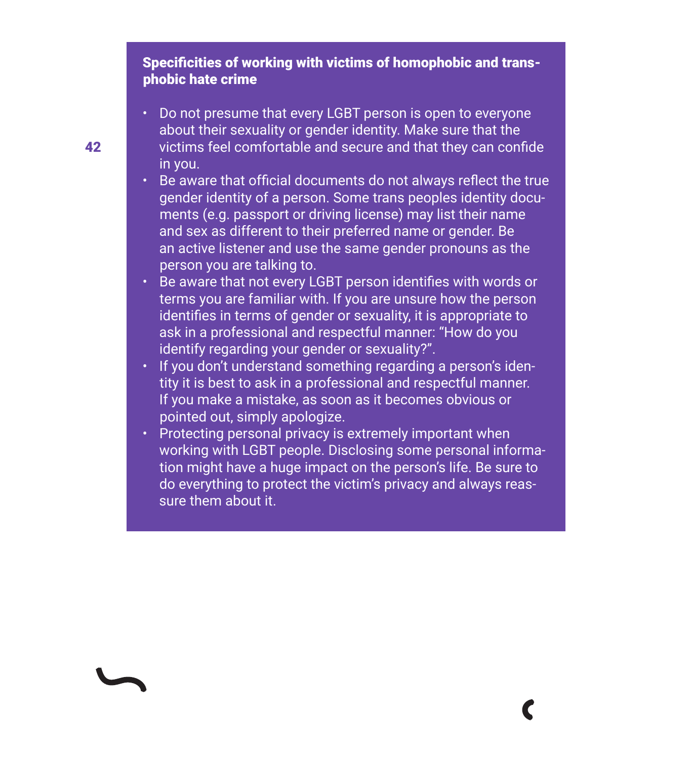### Specificities of working with victims of homophobic and transphobic hate crime

- Do not presume that every LGBT person is open to everyone about their sexuality or gender identity. Make sure that the victims feel comfortable and secure and that they can confide in you.
- Be aware that official documents do not always reflect the true gender identity of a person. Some trans peoples identity documents (e.g. passport or driving license) may list their name and sex as different to their preferred name or gender. Be an active listener and use the same gender pronouns as the person you are talking to.
- Be aware that not every LGBT person identifies with words or terms you are familiar with. If you are unsure how the person identifies in terms of gender or sexuality, it is appropriate to ask in a professional and respectful manner: “How do you identify regarding your gender or sexuality?”.
- If you don’t understand something regarding a person’s identity it is best to ask in a professional and respectful manner. If you make a mistake, as soon as it becomes obvious or pointed out, simply apologize.
- Protecting personal privacy is extremely important when working with LGBT people. Disclosing some personal information might have a huge impact on the person’s life. Be sure to do everything to protect the victim’s privacy and always reassure them about it.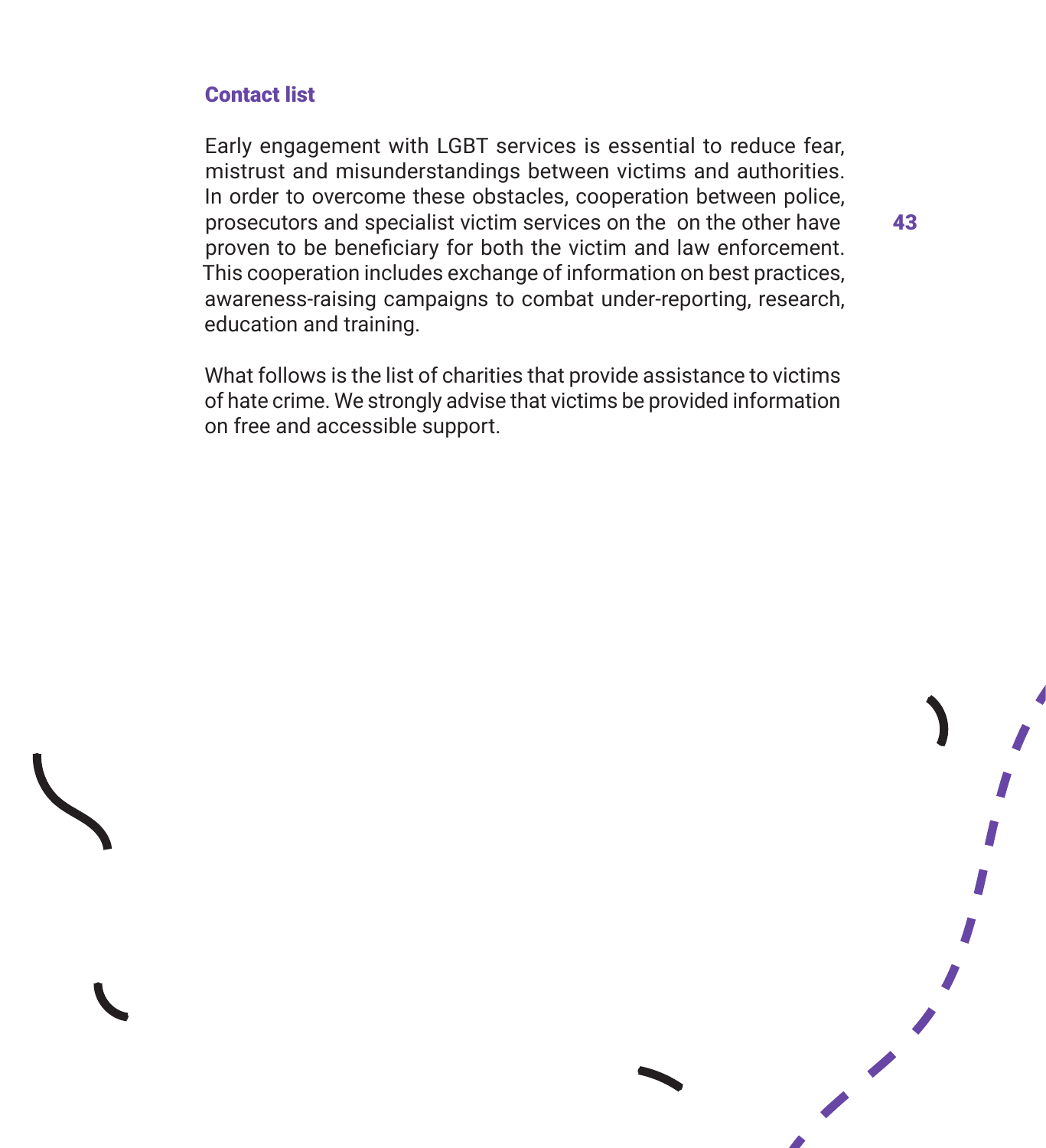### Contact list

Early engagement with LGBT services is essential to reduce fear, mistrust and misunderstandings between victims and authorities. In order to overcome these obstacles, cooperation between police, prosecutors and specialist victim services on the  on the other have proven to be beneficiary for both the victim and law enforcement. This cooperation includes exchange of information on best practices, awareness-raising campaigns to combat under-reporting, research, education and training.

What follows is the list of charities that provide assistance to victims of hate crime. We strongly advise that victims be provided information on free and accessible support.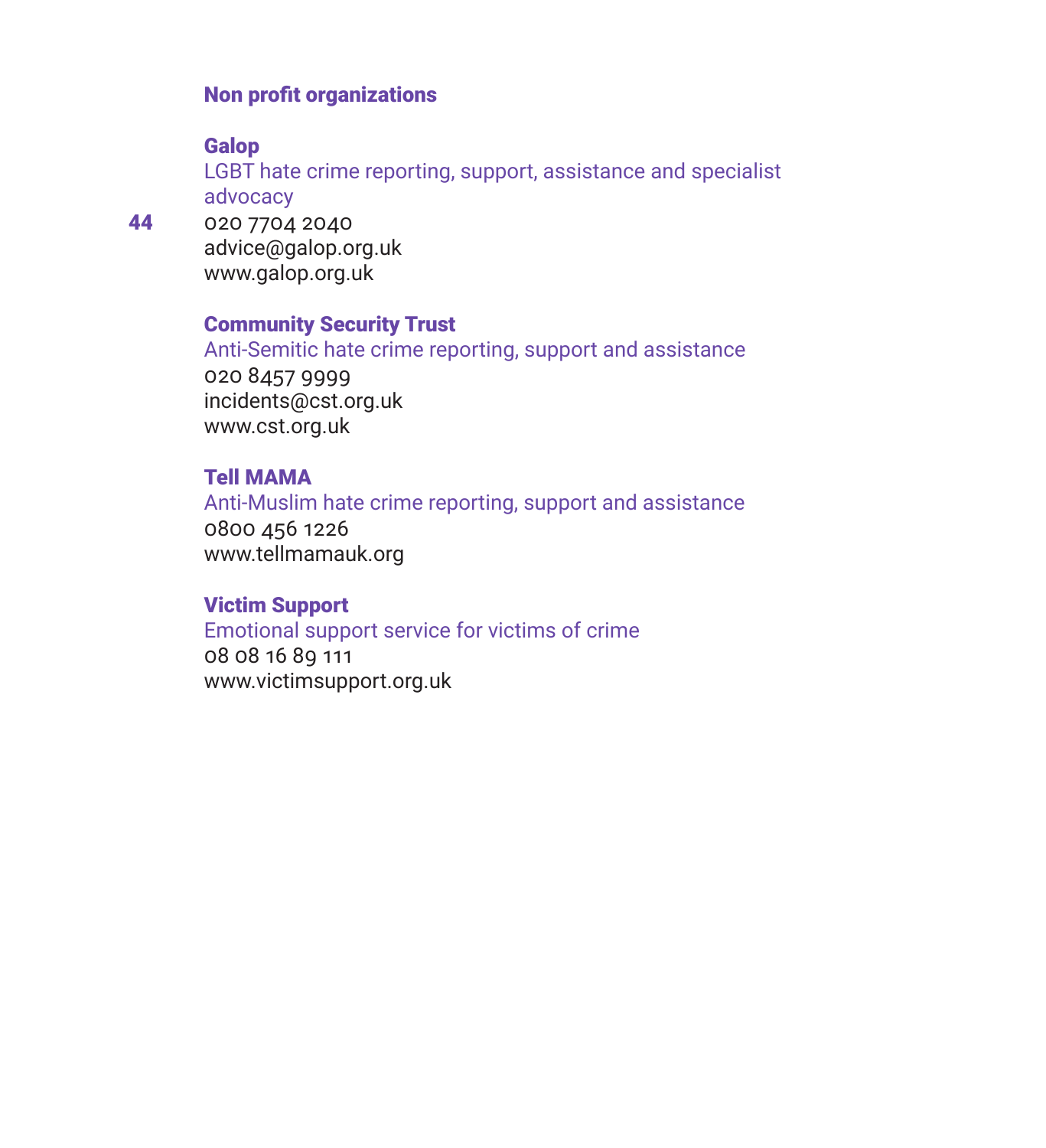## Non profit organizations

### Galop

LGBT hate crime reporting, support, assistance and specialist advocacy

020 7704 2040
advice@galop.org.uk
www.galop.org.uk

### Community Security Trust

Anti-Semitic hate crime reporting, support and assistance

020 8457 9999
incidents@cst.org.uk
www.cst.org.uk

### Tell MAMA

Anti-Muslim hate crime reporting, support and assistance

0800 456 1226
www.tellmamauk.org

### Victim Support

Emotional support service for victims of crime

08 08 16 89 111
www.victimsupport.org.uk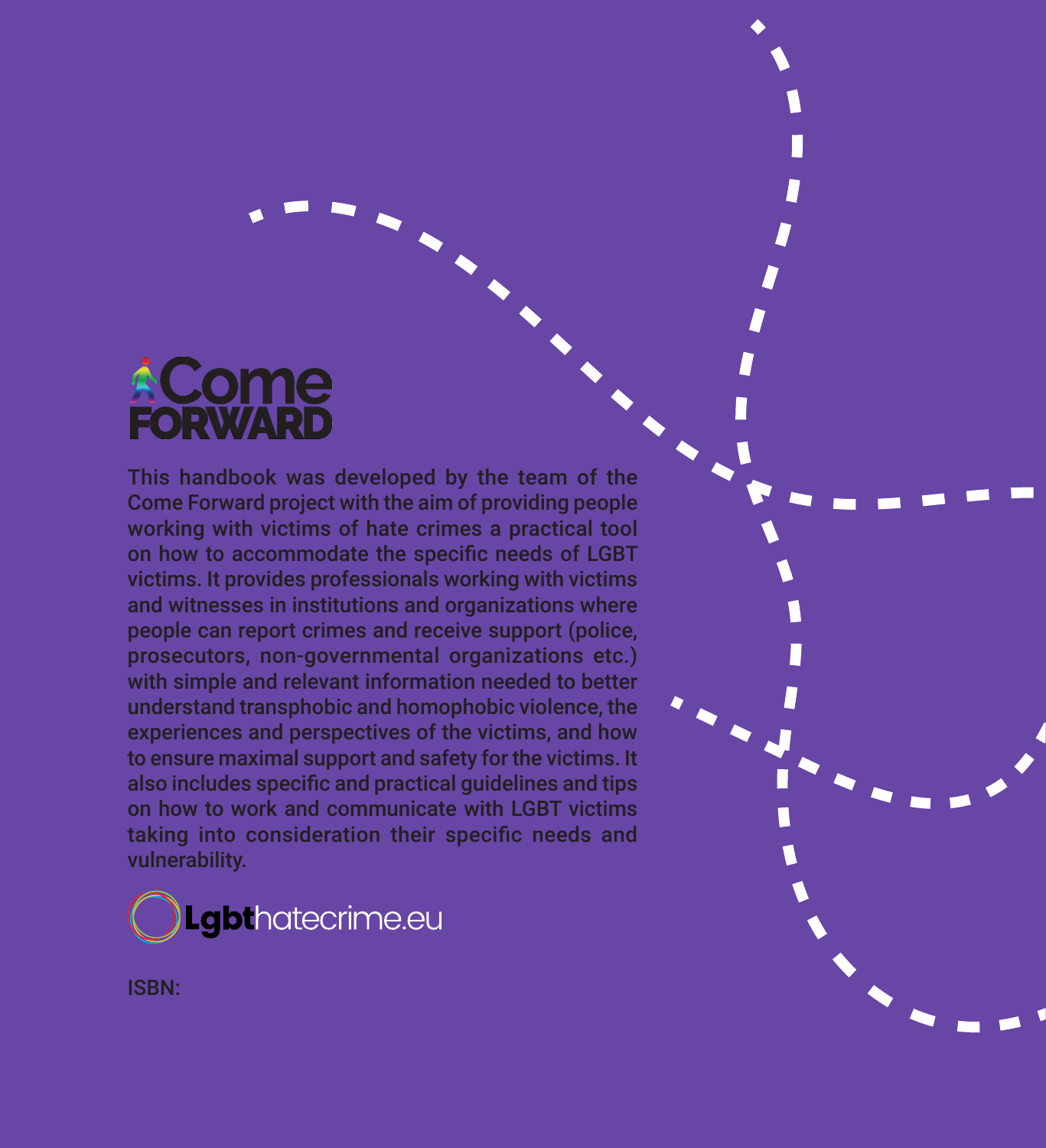Come FORWARD

This handbook was developed by the team of the Come Forward project with the aim of providing people working with victims of hate crimes a practical tool on how to accommodate the specific needs of LGBT victims. It provides professionals working with victims and witnesses in institutions and organizations where people can report crimes and receive support (police, prosecutors, non-governmental organizations etc.) with simple and relevant information needed to better understand transphobic and homophobic violence, the experiences and perspectives of the victims, and how to ensure maximal support and safety for the victims. It also includes specific and practical guidelines and tips on how to work and communicate with LGBT victims taking into consideration their specific needs and vulnerability.

Lgbthatecrime.eu

ISBN: